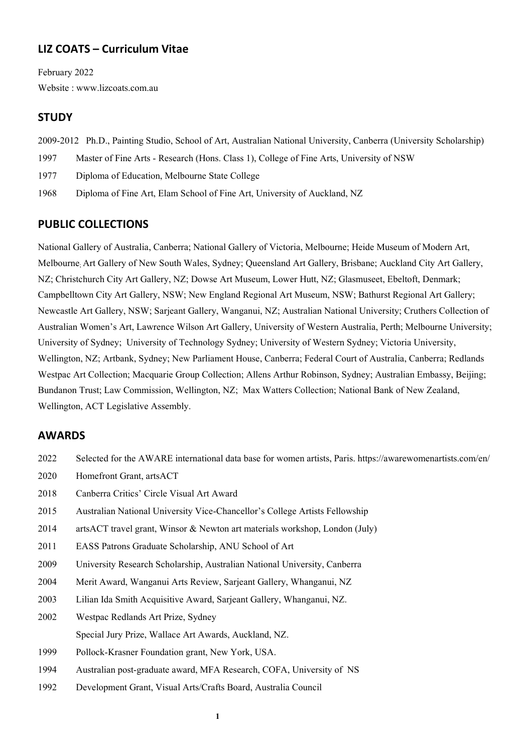# LIZ COATS – Curriculum Vitae

February 2022

Website : www.lizcoats.com.au

## STUDY

2009-2012 Ph.D., Painting Studio, School of Art, Australian National University, Canberra (University Scholarship)

1997 Master of Fine Arts - Research (Hons. Class 1), College of Fine Arts, University of NSW

1977 Diploma of Education, Melbourne State College

1968 Diploma of Fine Art, Elam School of Fine Art, University of Auckland, NZ

## PUBLIC COLLECTIONS

National Gallery of Australia, Canberra; National Gallery of Victoria, Melbourne; Heide Museum of Modern Art, Melbourne; Art Gallery of New South Wales, Sydney; Queensland Art Gallery, Brisbane; Auckland City Art Gallery, NZ; Christchurch City Art Gallery, NZ; Dowse Art Museum, Lower Hutt, NZ; Glasmuseet, Ebeltoft, Denmark; Campbelltown City Art Gallery, NSW; New England Regional Art Museum, NSW; Bathurst Regional Art Gallery; Newcastle Art Gallery, NSW; Sarjeant Gallery, Wanganui, NZ; Australian National University; Cruthers Collection of Australian Women's Art, Lawrence Wilson Art Gallery, University of Western Australia, Perth; Melbourne University; University of Sydney; University of Technology Sydney; University of Western Sydney; Victoria University, Wellington, NZ; Artbank, Sydney; New Parliament House, Canberra; Federal Court of Australia, Canberra; Redlands Westpac Art Collection; Macquarie Group Collection; Allens Arthur Robinson, Sydney; Australian Embassy, Beijing; Bundanon Trust; Law Commission, Wellington, NZ; Max Watters Collection; National Bank of New Zealand, Wellington, ACT Legislative Assembly.

## AWARDS

2022 Selected for the AWARE international data base for women artists, Paris. https://awarewomenartists.com/en/

2020 Homefront Grant, artsACT

2018 Canberra Critics' Circle Visual Art Award

2015 Australian National University Vice-Chancellor's College Artists Fellowship

2014 artsACT travel grant, Winsor & Newton art materials workshop, London (July)

2011 EASS Patrons Graduate Scholarship, ANU School of Art

2009 University Research Scholarship, Australian National University, Canberra

2004 Merit Award, Wanganui Arts Review, Sarjeant Gallery, Whanganui, NZ

2003 Lilian Ida Smith Acquisitive Award, Sarjeant Gallery, Whanganui, NZ.

2002 Westpac Redlands Art Prize, Sydney

Special Jury Prize, Wallace Art Awards, Auckland, NZ.

1999 Pollock-Krasner Foundation grant, New York, USA.

1994 Australian post-graduate award, MFA Research, COFA, University of NS

1992 Development Grant, Visual Arts/Crafts Board, Australia Council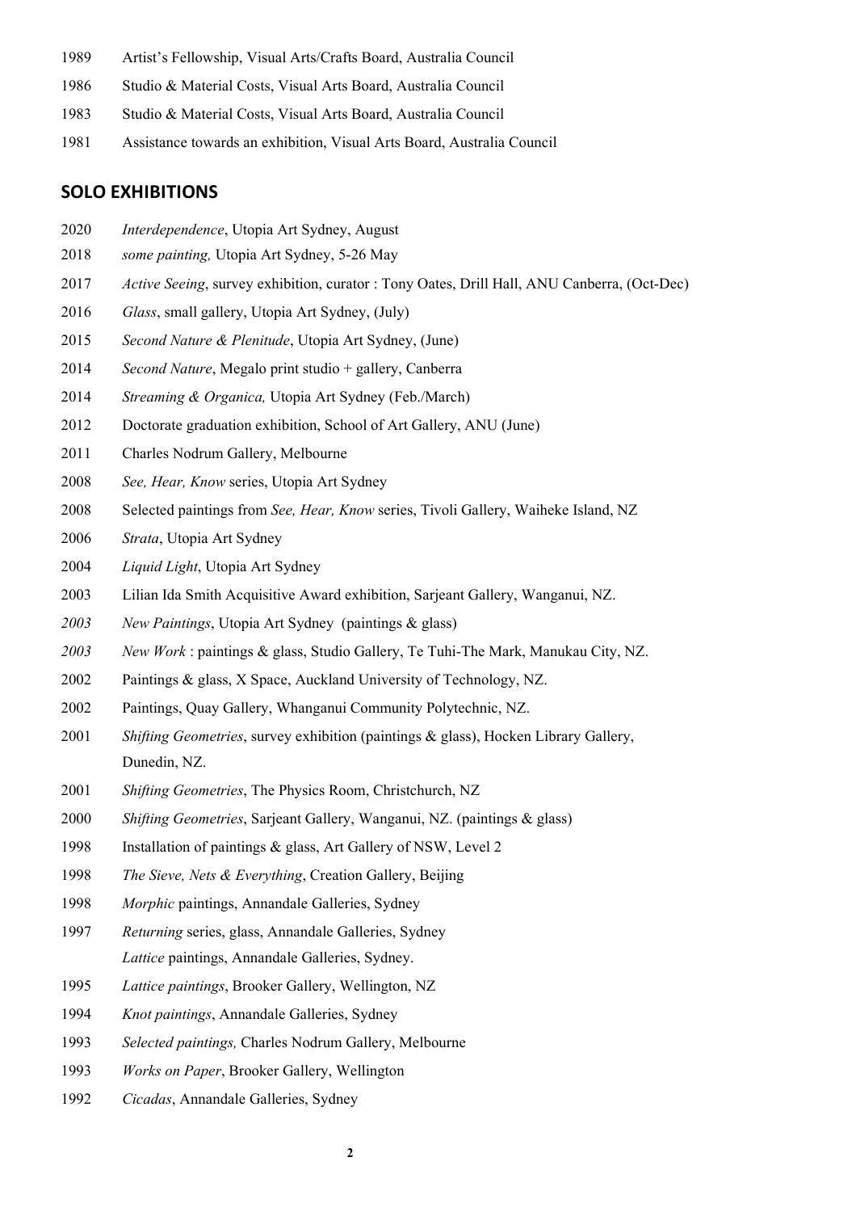1989 Artist's Fellowship, Visual Arts/Crafts Board, Australia Council

1986 Studio & Material Costs, Visual Arts Board, Australia Council

1983 Studio & Material Costs, Visual Arts Board, Australia Council

1981 Assistance towards an exhibition, Visual Arts Board, Australia Council

## SOLO EXHIBITIONS

2020 *Interdependence*, Utopia Art Sydney, August

2018 *some painting,* Utopia Art Sydney, 5-26 May

2017 *Active Seeing*, survey exhibition, curator : Tony Oates, Drill Hall, ANU Canberra, (Oct-Dec)

2016 *Glass*, small gallery, Utopia Art Sydney, (July)

2015 *Second Nature & Plenitude*, Utopia Art Sydney, (June)

2014 *Second Nature*, Megalo print studio + gallery, Canberra

2014 *Streaming & Organica,* Utopia Art Sydney (Feb./March)

2012 Doctorate graduation exhibition, School of Art Gallery, ANU (June)

2011 Charles Nodrum Gallery, Melbourne

2008 *See, Hear, Know* series, Utopia Art Sydney

2008 Selected paintings from *See, Hear, Know* series, Tivoli Gallery, Waiheke Island, NZ

2006 *Strata*, Utopia Art Sydney

2004 *Liquid Light*, Utopia Art Sydney

2003 Lilian Ida Smith Acquisitive Award exhibition, Sarjeant Gallery, Wanganui, NZ.

*2003* *New Paintings*, Utopia Art Sydney (paintings & glass)

*2003* *New Work* : paintings & glass, Studio Gallery, Te Tuhi-The Mark, Manukau City, NZ.

2002 Paintings & glass, X Space, Auckland University of Technology, NZ.

2002 Paintings, Quay Gallery, Whanganui Community Polytechnic, NZ.

2001 *Shifting Geometries*, survey exhibition (paintings & glass), Hocken Library Gallery, Dunedin, NZ.

2001 *Shifting Geometries*, The Physics Room, Christchurch, NZ

2000 *Shifting Geometries*, Sarjeant Gallery, Wanganui, NZ. (paintings & glass)

1998 Installation of paintings & glass, Art Gallery of NSW, Level 2

1998 *The Sieve, Nets & Everything*, Creation Gallery, Beijing

1998 *Morphic* paintings, Annandale Galleries, Sydney

1997 *Returning* series, glass, Annandale Galleries, Sydney
*Lattice* paintings, Annandale Galleries, Sydney.

1995 *Lattice paintings*, Brooker Gallery, Wellington, NZ

1994 *Knot paintings*, Annandale Galleries, Sydney

1993 *Selected paintings,* Charles Nodrum Gallery, Melbourne

1993 *Works on Paper*, Brooker Gallery, Wellington

1992 *Cicadas*, Annandale Galleries, Sydney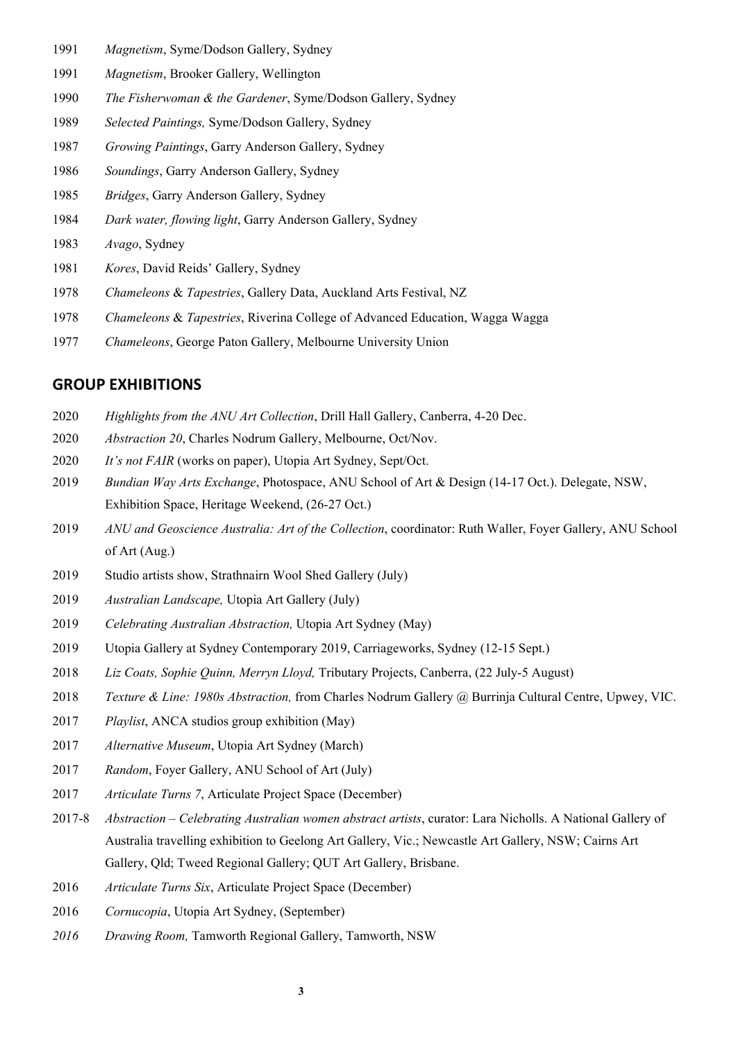1991 *Magnetism*, Syme/Dodson Gallery, Sydney

1991 *Magnetism*, Brooker Gallery, Wellington

1990 *The Fisherwoman & the Gardener*, Syme/Dodson Gallery, Sydney

1989 *Selected Paintings,* Syme/Dodson Gallery, Sydney

1987 *Growing Paintings*, Garry Anderson Gallery, Sydney

1986 *Soundings*, Garry Anderson Gallery, Sydney

1985 *Bridges*, Garry Anderson Gallery, Sydney

1984 *Dark water, flowing light*, Garry Anderson Gallery, Sydney

1983 *Avago*, Sydney

1981 *Kores*, David Reids' Gallery, Sydney

1978 *Chameleons* & *Tapestries*, Gallery Data, Auckland Arts Festival, NZ

1978 *Chameleons* & *Tapestries*, Riverina College of Advanced Education, Wagga Wagga

1977 *Chameleons*, George Paton Gallery, Melbourne University Union

## GROUP EXHIBITIONS

2020 *Highlights from the ANU Art Collection*, Drill Hall Gallery, Canberra, 4-20 Dec.

2020 *Abstraction 20*, Charles Nodrum Gallery, Melbourne, Oct/Nov.

2020 *It's not FAIR* (works on paper), Utopia Art Sydney, Sept/Oct.

2019 *Bundian Way Arts Exchange*, Photospace, ANU School of Art & Design (14-17 Oct.). Delegate, NSW, Exhibition Space, Heritage Weekend, (26-27 Oct.)

2019 *ANU and Geoscience Australia: Art of the Collection*, coordinator: Ruth Waller, Foyer Gallery, ANU School of Art (Aug.)

2019 Studio artists show, Strathnairn Wool Shed Gallery (July)

2019 *Australian Landscape,* Utopia Art Gallery (July)

2019 *Celebrating Australian Abstraction,* Utopia Art Sydney (May)

2019 Utopia Gallery at Sydney Contemporary 2019, Carriageworks, Sydney (12-15 Sept.)

2018 *Liz Coats, Sophie Quinn, Merryn Lloyd,* Tributary Projects, Canberra, (22 July-5 August)

2018 *Texture & Line: 1980s Abstraction,* from Charles Nodrum Gallery @ Burrinja Cultural Centre, Upwey, VIC.

2017 *Playlist*, ANCA studios group exhibition (May)

2017 *Alternative Museum*, Utopia Art Sydney (March)

2017 *Random*, Foyer Gallery, ANU School of Art (July)

2017 *Articulate Turns 7*, Articulate Project Space (December)

2017-8 *Abstraction – Celebrating Australian women abstract artists*, curator: Lara Nicholls. A National Gallery of Australia travelling exhibition to Geelong Art Gallery, Vic.; Newcastle Art Gallery, NSW; Cairns Art Gallery, Qld; Tweed Regional Gallery; QUT Art Gallery, Brisbane.

2016 *Articulate Turns Six*, Articulate Project Space (December)

2016 *Cornucopia*, Utopia Art Sydney, (September)

*2016* *Drawing Room,* Tamworth Regional Gallery, Tamworth, NSW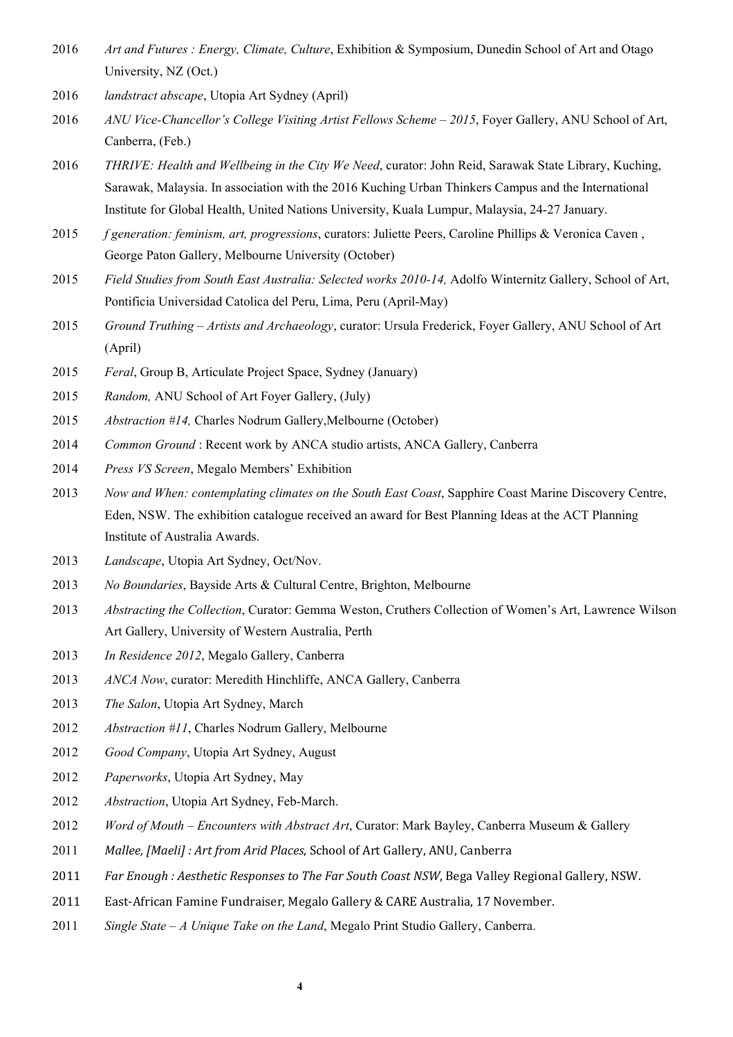2016 *Art and Futures : Energy, Climate, Culture*, Exhibition & Symposium, Dunedin School of Art and Otago University, NZ (Oct.)

2016 *landstract abscape*, Utopia Art Sydney (April)

2016 *ANU Vice-Chancellor's College Visiting Artist Fellows Scheme – 2015*, Foyer Gallery, ANU School of Art, Canberra, (Feb.)

2016 *THRIVE: Health and Wellbeing in the City We Need*, curator: John Reid, Sarawak State Library, Kuching, Sarawak, Malaysia. In association with the 2016 Kuching Urban Thinkers Campus and the International Institute for Global Health, United Nations University, Kuala Lumpur, Malaysia, 24-27 January.

2015 *f generation: feminism, art, progressions*, curators: Juliette Peers, Caroline Phillips & Veronica Caven , George Paton Gallery, Melbourne University (October)

2015 *Field Studies from South East Australia: Selected works 2010-14,* Adolfo Winternitz Gallery, School of Art, Pontificia Universidad Catolica del Peru, Lima, Peru (April-May)

2015 *Ground Truthing – Artists and Archaeology*, curator: Ursula Frederick, Foyer Gallery, ANU School of Art (April)

2015 *Feral*, Group B, Articulate Project Space, Sydney (January)

2015 *Random,* ANU School of Art Foyer Gallery, (July)

2015 *Abstraction #14,* Charles Nodrum Gallery,Melbourne (October)

2014 *Common Ground* : Recent work by ANCA studio artists, ANCA Gallery, Canberra

2014 *Press VS Screen*, Megalo Members' Exhibition

2013 *Now and When: contemplating climates on the South East Coast*, Sapphire Coast Marine Discovery Centre, Eden, NSW. The exhibition catalogue received an award for Best Planning Ideas at the ACT Planning Institute of Australia Awards.

2013 *Landscape*, Utopia Art Sydney, Oct/Nov.

2013 *No Boundaries*, Bayside Arts & Cultural Centre, Brighton, Melbourne

2013 *Abstracting the Collection*, Curator: Gemma Weston, Cruthers Collection of Women's Art, Lawrence Wilson Art Gallery, University of Western Australia, Perth

2013 *In Residence 2012*, Megalo Gallery, Canberra

2013 *ANCA Now*, curator: Meredith Hinchliffe, ANCA Gallery, Canberra

2013 *The Salon*, Utopia Art Sydney, March

2012 *Abstraction #11*, Charles Nodrum Gallery, Melbourne

2012 *Good Company*, Utopia Art Sydney, August

2012 *Paperworks*, Utopia Art Sydney, May

2012 *Abstraction*, Utopia Art Sydney, Feb-March.

2012 *Word of Mouth – Encounters with Abstract Art*, Curator: Mark Bayley, Canberra Museum & Gallery

2011 *Mallee, [Maeli] : Art from Arid Places*, School of Art Gallery, ANU, Canberra

2011 *Far Enough : Aesthetic Responses to The Far South Coast NSW*, Bega Valley Regional Gallery, NSW.

2011 East-African Famine Fundraiser, Megalo Gallery & CARE Australia, 17 November.

2011 *Single State – A Unique Take on the Land*, Megalo Print Studio Gallery, Canberra.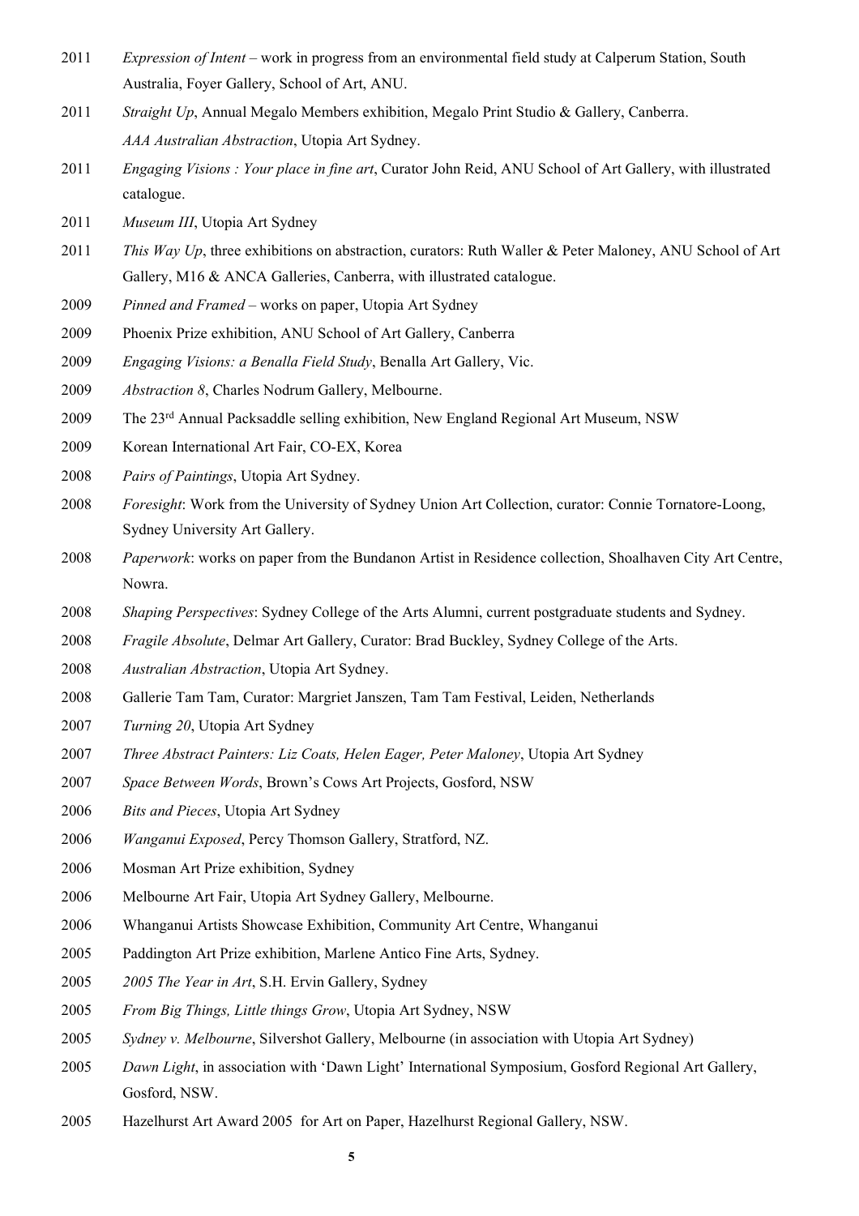2011 *Expression of Intent* – work in progress from an environmental field study at Calperum Station, South Australia, Foyer Gallery, School of Art, ANU.

2011 *Straight Up*, Annual Megalo Members exhibition, Megalo Print Studio & Gallery, Canberra.
*AAA Australian Abstraction*, Utopia Art Sydney.

2011 *Engaging Visions : Your place in fine art*, Curator John Reid, ANU School of Art Gallery, with illustrated catalogue.

2011 *Museum III*, Utopia Art Sydney

2011 *This Way Up*, three exhibitions on abstraction, curators: Ruth Waller & Peter Maloney, ANU School of Art Gallery, M16 & ANCA Galleries, Canberra, with illustrated catalogue.

2009 *Pinned and Framed* – works on paper, Utopia Art Sydney

2009 Phoenix Prize exhibition, ANU School of Art Gallery, Canberra

2009 *Engaging Visions: a Benalla Field Study*, Benalla Art Gallery, Vic.

2009 *Abstraction 8*, Charles Nodrum Gallery, Melbourne.

2009 The 23rd Annual Packsaddle selling exhibition, New England Regional Art Museum, NSW

2009 Korean International Art Fair, CO-EX, Korea

2008 *Pairs of Paintings*, Utopia Art Sydney.

2008 *Foresight*: Work from the University of Sydney Union Art Collection, curator: Connie Tornatore-Loong, Sydney University Art Gallery.

2008 *Paperwork*: works on paper from the Bundanon Artist in Residence collection, Shoalhaven City Art Centre, Nowra.

2008 *Shaping Perspectives*: Sydney College of the Arts Alumni, current postgraduate students and Sydney.

2008 *Fragile Absolute*, Delmar Art Gallery, Curator: Brad Buckley, Sydney College of the Arts.

2008 *Australian Abstraction*, Utopia Art Sydney.

2008 Gallerie Tam Tam, Curator: Margriet Janszen, Tam Tam Festival, Leiden, Netherlands

2007 *Turning 20*, Utopia Art Sydney

2007 *Three Abstract Painters: Liz Coats, Helen Eager, Peter Maloney*, Utopia Art Sydney

2007 *Space Between Words*, Brown's Cows Art Projects, Gosford, NSW

2006 *Bits and Pieces*, Utopia Art Sydney

2006 *Wanganui Exposed*, Percy Thomson Gallery, Stratford, NZ.

2006 Mosman Art Prize exhibition, Sydney

2006 Melbourne Art Fair, Utopia Art Sydney Gallery, Melbourne.

2006 Whanganui Artists Showcase Exhibition, Community Art Centre, Whanganui

2005 Paddington Art Prize exhibition, Marlene Antico Fine Arts, Sydney.

2005 *2005 The Year in Art*, S.H. Ervin Gallery, Sydney

2005 *From Big Things, Little things Grow*, Utopia Art Sydney, NSW

2005 *Sydney v. Melbourne*, Silvershot Gallery, Melbourne (in association with Utopia Art Sydney)

2005 *Dawn Light*, in association with 'Dawn Light' International Symposium, Gosford Regional Art Gallery, Gosford, NSW.

2005 Hazelhurst Art Award 2005 for Art on Paper, Hazelhurst Regional Gallery, NSW.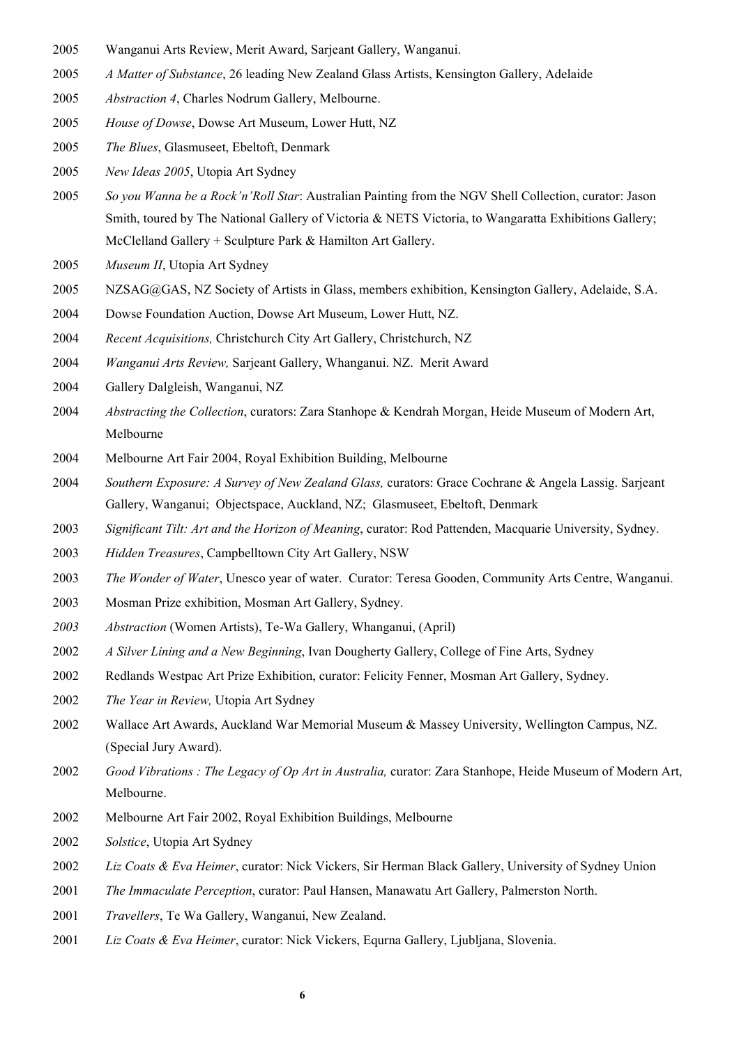2005 Wanganui Arts Review, Merit Award, Sarjeant Gallery, Wanganui.

2005 *A Matter of Substance*, 26 leading New Zealand Glass Artists, Kensington Gallery, Adelaide

2005 *Abstraction 4*, Charles Nodrum Gallery, Melbourne.

2005 *House of Dowse*, Dowse Art Museum, Lower Hutt, NZ

2005 *The Blues*, Glasmuseet, Ebeltoft, Denmark

2005 *New Ideas 2005*, Utopia Art Sydney

2005 *So you Wanna be a Rock'n'Roll Star*: Australian Painting from the NGV Shell Collection, curator: Jason Smith, toured by The National Gallery of Victoria & NETS Victoria, to Wangaratta Exhibitions Gallery; McClelland Gallery + Sculpture Park & Hamilton Art Gallery.

2005 *Museum II*, Utopia Art Sydney

2005 NZSAG@GAS, NZ Society of Artists in Glass, members exhibition, Kensington Gallery, Adelaide, S.A.

2004 Dowse Foundation Auction, Dowse Art Museum, Lower Hutt, NZ.

2004 *Recent Acquisitions,* Christchurch City Art Gallery, Christchurch, NZ

2004 *Wanganui Arts Review,* Sarjeant Gallery, Whanganui. NZ. Merit Award

2004 Gallery Dalgleish, Wanganui, NZ

2004 *Abstracting the Collection*, curators: Zara Stanhope & Kendrah Morgan, Heide Museum of Modern Art, Melbourne

2004 Melbourne Art Fair 2004, Royal Exhibition Building, Melbourne

2004 *Southern Exposure: A Survey of New Zealand Glass,* curators: Grace Cochrane & Angela Lassig. Sarjeant Gallery, Wanganui; Objectspace, Auckland, NZ; Glasmuseet, Ebeltoft, Denmark

2003 *Significant Tilt: Art and the Horizon of Meaning*, curator: Rod Pattenden, Macquarie University, Sydney.

2003 *Hidden Treasures*, Campbelltown City Art Gallery, NSW

2003 *The Wonder of Water*, Unesco year of water. Curator: Teresa Gooden, Community Arts Centre, Wanganui.

2003 Mosman Prize exhibition, Mosman Art Gallery, Sydney.

*2003* *Abstraction* (Women Artists), Te-Wa Gallery, Whanganui, (April)

2002 *A Silver Lining and a New Beginning*, Ivan Dougherty Gallery, College of Fine Arts, Sydney

2002 Redlands Westpac Art Prize Exhibition, curator: Felicity Fenner, Mosman Art Gallery, Sydney.

2002 *The Year in Review,* Utopia Art Sydney

2002 Wallace Art Awards, Auckland War Memorial Museum & Massey University, Wellington Campus, NZ. (Special Jury Award).

2002 *Good Vibrations : The Legacy of Op Art in Australia,* curator: Zara Stanhope, Heide Museum of Modern Art, Melbourne.

2002 Melbourne Art Fair 2002, Royal Exhibition Buildings, Melbourne

2002 *Solstice*, Utopia Art Sydney

2002 *Liz Coats & Eva Heimer*, curator: Nick Vickers, Sir Herman Black Gallery, University of Sydney Union

2001 *The Immaculate Perception*, curator: Paul Hansen, Manawatu Art Gallery, Palmerston North.

2001 *Travellers*, Te Wa Gallery, Wanganui, New Zealand.

2001 *Liz Coats & Eva Heimer*, curator: Nick Vickers, Equrna Gallery, Ljubljana, Slovenia.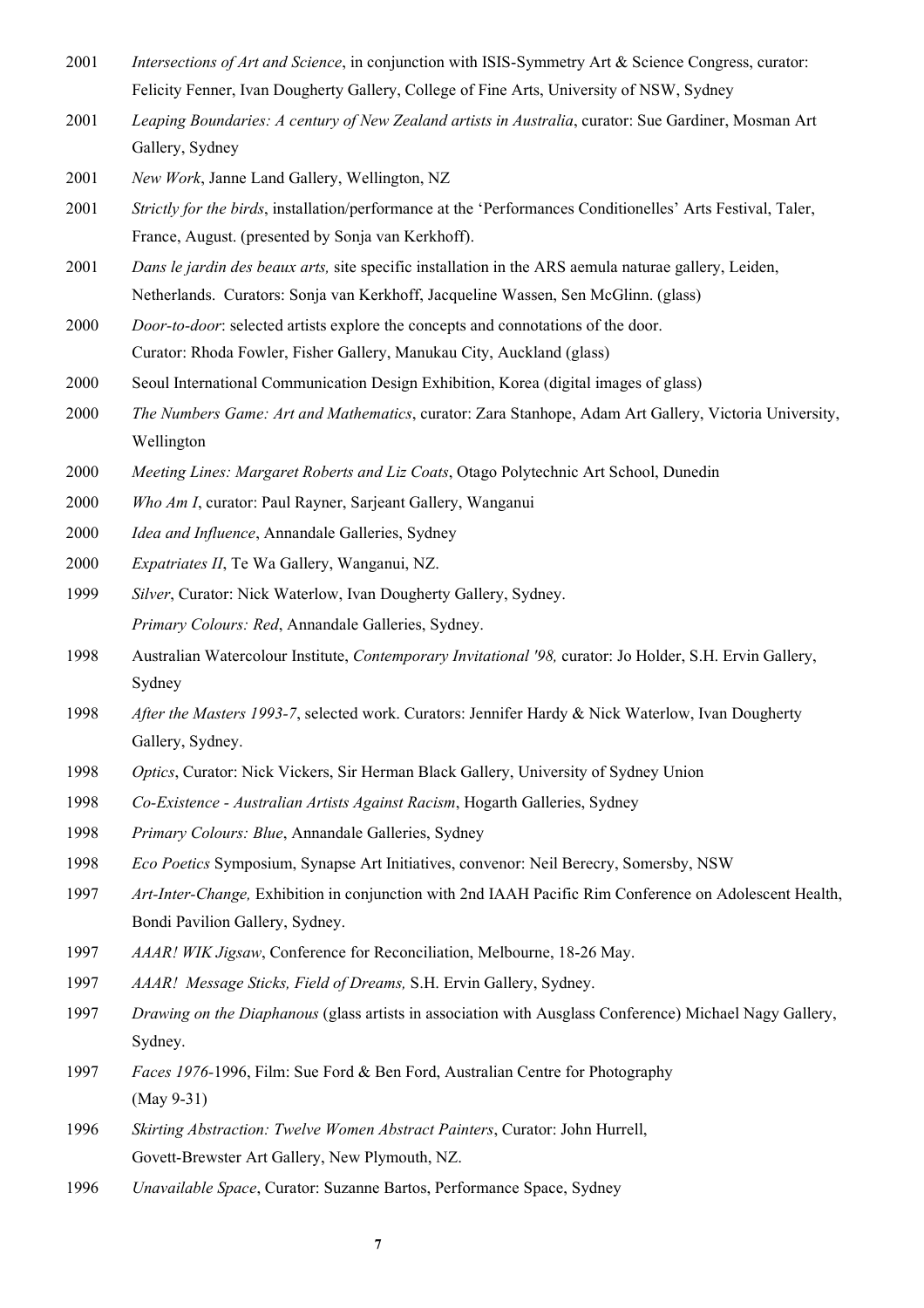2001 *Intersections of Art and Science*, in conjunction with ISIS-Symmetry Art & Science Congress, curator: Felicity Fenner, Ivan Dougherty Gallery, College of Fine Arts, University of NSW, Sydney

2001 *Leaping Boundaries: A century of New Zealand artists in Australia*, curator: Sue Gardiner, Mosman Art Gallery, Sydney

2001 *New Work*, Janne Land Gallery, Wellington, NZ

2001 *Strictly for the birds*, installation/performance at the 'Performances Conditionelles' Arts Festival, Taler, France, August. (presented by Sonja van Kerkhoff).

2001 *Dans le jardin des beaux arts,* site specific installation in the ARS aemula naturae gallery, Leiden, Netherlands. Curators: Sonja van Kerkhoff, Jacqueline Wassen, Sen McGlinn. (glass)

2000 *Door-to-door*: selected artists explore the concepts and connotations of the door. Curator: Rhoda Fowler, Fisher Gallery, Manukau City, Auckland (glass)

2000 Seoul International Communication Design Exhibition, Korea (digital images of glass)

2000 *The Numbers Game: Art and Mathematics*, curator: Zara Stanhope, Adam Art Gallery, Victoria University, Wellington

2000 *Meeting Lines: Margaret Roberts and Liz Coats*, Otago Polytechnic Art School, Dunedin

2000 *Who Am I*, curator: Paul Rayner, Sarjeant Gallery, Wanganui

2000 *Idea and Influence*, Annandale Galleries, Sydney

2000 *Expatriates II*, Te Wa Gallery, Wanganui, NZ.

1999 *Silver*, Curator: Nick Waterlow, Ivan Dougherty Gallery, Sydney.
*Primary Colours: Red*, Annandale Galleries, Sydney.

1998 Australian Watercolour Institute, *Contemporary Invitational '98,* curator: Jo Holder, S.H. Ervin Gallery, Sydney

1998 *After the Masters 1993-7*, selected work. Curators: Jennifer Hardy & Nick Waterlow, Ivan Dougherty Gallery, Sydney.

1998 *Optics*, Curator: Nick Vickers, Sir Herman Black Gallery, University of Sydney Union

1998 *Co-Existence - Australian Artists Against Racism*, Hogarth Galleries, Sydney

1998 *Primary Colours: Blue*, Annandale Galleries, Sydney

1998 *Eco Poetics* Symposium, Synapse Art Initiatives, convenor: Neil Berecry, Somersby, NSW

1997 *Art-Inter-Change,* Exhibition in conjunction with 2nd IAAH Pacific Rim Conference on Adolescent Health, Bondi Pavilion Gallery, Sydney.

1997 *AAAR! WIK Jigsaw*, Conference for Reconciliation, Melbourne, 18-26 May.

1997 *AAAR! Message Sticks, Field of Dreams,* S.H. Ervin Gallery, Sydney.

1997 *Drawing on the Diaphanous* (glass artists in association with Ausglass Conference) Michael Nagy Gallery, Sydney.

1997 *Faces 1976*-1996, Film: Sue Ford & Ben Ford, Australian Centre for Photography (May 9-31)

1996 *Skirting Abstraction: Twelve Women Abstract Painters*, Curator: John Hurrell, Govett-Brewster Art Gallery, New Plymouth, NZ.

1996 *Unavailable Space*, Curator: Suzanne Bartos, Performance Space, Sydney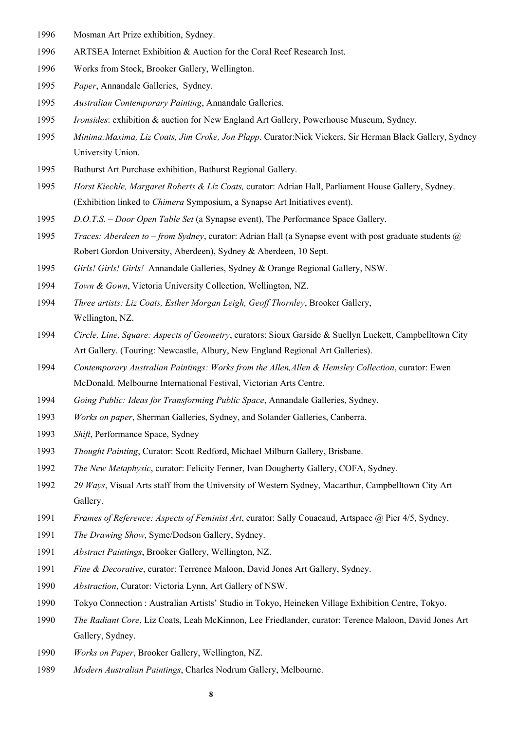1996 Mosman Art Prize exhibition, Sydney.

1996 ARTSEA Internet Exhibition & Auction for the Coral Reef Research Inst.

1996 Works from Stock, Brooker Gallery, Wellington.

1995 *Paper*, Annandale Galleries, Sydney.

1995 *Australian Contemporary Painting*, Annandale Galleries.

1995 *Ironsides*: exhibition & auction for New England Art Gallery, Powerhouse Museum, Sydney.

1995 *Minima:Maxima, Liz Coats, Jim Croke, Jon Plapp*. Curator:Nick Vickers, Sir Herman Black Gallery, Sydney University Union.

1995 Bathurst Art Purchase exhibition, Bathurst Regional Gallery.

1995 *Horst Kiechle, Margaret Roberts & Liz Coats,* curator: Adrian Hall, Parliament House Gallery, Sydney. (Exhibition linked to *Chimera* Symposium, a Synapse Art Initiatives event).

1995 *D.O.T.S. – Door Open Table Set* (a Synapse event), The Performance Space Gallery.

1995 *Traces: Aberdeen to – from Sydney*, curator: Adrian Hall (a Synapse event with post graduate students @ Robert Gordon University, Aberdeen), Sydney & Aberdeen, 10 Sept.

1995 *Girls! Girls! Girls!* Annandale Galleries, Sydney & Orange Regional Gallery, NSW.

1994 *Town & Gown*, Victoria University Collection, Wellington, NZ.

1994 *Three artists: Liz Coats, Esther Morgan Leigh, Geoff Thornley*, Brooker Gallery, Wellington, NZ.

1994 *Circle, Line, Square: Aspects of Geometry*, curators: Sioux Garside & Suellyn Luckett, Campbelltown City Art Gallery. (Touring: Newcastle, Albury, New England Regional Art Galleries).

1994 *Contemporary Australian Paintings: Works from the Allen,Allen & Hemsley Collection*, curator: Ewen McDonald. Melbourne International Festival, Victorian Arts Centre.

1994 *Going Public: Ideas for Transforming Public Space*, Annandale Galleries, Sydney.

1993 *Works on paper*, Sherman Galleries, Sydney, and Solander Galleries, Canberra.

1993 *Shift*, Performance Space, Sydney

1993 *Thought Painting*, Curator: Scott Redford, Michael Milburn Gallery, Brisbane.

1992 *The New Metaphysic*, curator: Felicity Fenner, Ivan Dougherty Gallery, COFA, Sydney.

1992 *29 Ways*, Visual Arts staff from the University of Western Sydney, Macarthur, Campbelltown City Art Gallery.

1991 *Frames of Reference: Aspects of Feminist Art*, curator: Sally Couacaud, Artspace @ Pier 4/5, Sydney.

1991 *The Drawing Show*, Syme/Dodson Gallery, Sydney.

1991 *Abstract Paintings*, Brooker Gallery, Wellington, NZ.

1991 *Fine & Decorative*, curator: Terrence Maloon, David Jones Art Gallery, Sydney.

1990 *Abstraction*, Curator: Victoria Lynn, Art Gallery of NSW.

1990 Tokyo Connection : Australian Artists' Studio in Tokyo, Heineken Village Exhibition Centre, Tokyo.

1990 *The Radiant Core*, Liz Coats, Leah McKinnon, Lee Friedlander, curator: Terence Maloon, David Jones Art Gallery, Sydney.

1990 *Works on Paper*, Brooker Gallery, Wellington, NZ.

1989 *Modern Australian Paintings*, Charles Nodrum Gallery, Melbourne.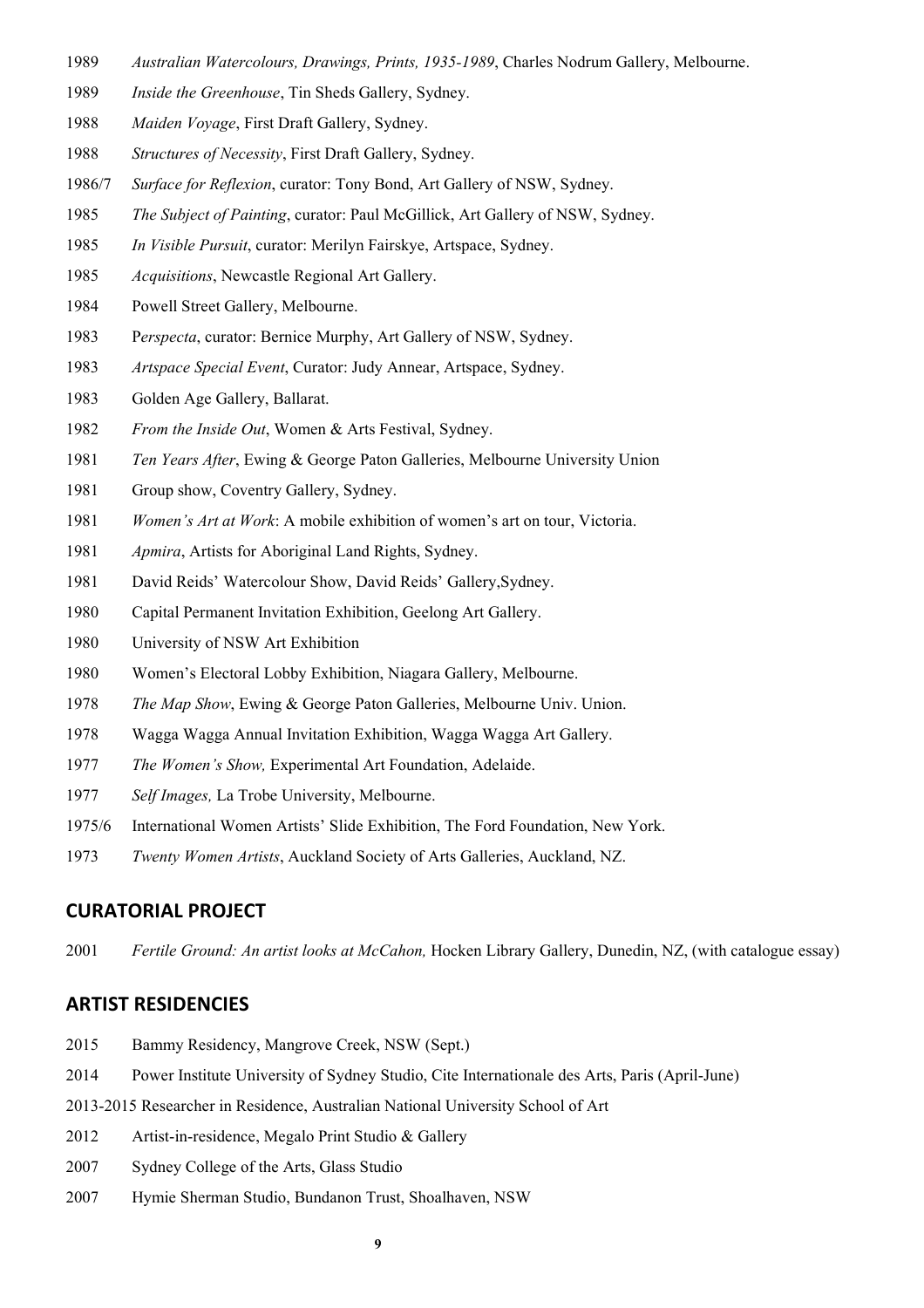1989 *Australian Watercolours, Drawings, Prints, 1935-1989*, Charles Nodrum Gallery, Melbourne.

1989 *Inside the Greenhouse*, Tin Sheds Gallery, Sydney.

1988 *Maiden Voyage*, First Draft Gallery, Sydney.

1988 *Structures of Necessity*, First Draft Gallery, Sydney.

1986/7 *Surface for Reflexion*, curator: Tony Bond, Art Gallery of NSW, Sydney.

1985 *The Subject of Painting*, curator: Paul McGillick, Art Gallery of NSW, Sydney.

1985 *In Visible Pursuit*, curator: Merilyn Fairskye, Artspace, Sydney.

1985 *Acquisitions*, Newcastle Regional Art Gallery.

1984 Powell Street Gallery, Melbourne.

1983 P*erspecta*, curator: Bernice Murphy, Art Gallery of NSW, Sydney.

1983 *Artspace Special Event*, Curator: Judy Annear, Artspace, Sydney.

1983 Golden Age Gallery, Ballarat.

1982 *From the Inside Out*, Women & Arts Festival, Sydney.

1981 *Ten Years After*, Ewing & George Paton Galleries, Melbourne University Union

1981 Group show, Coventry Gallery, Sydney.

1981 *Women's Art at Work*: A mobile exhibition of women's art on tour, Victoria.

1981 *Apmira*, Artists for Aboriginal Land Rights, Sydney.

1981 David Reids' Watercolour Show, David Reids' Gallery,Sydney.

1980 Capital Permanent Invitation Exhibition, Geelong Art Gallery.

1980 University of NSW Art Exhibition

1980 Women's Electoral Lobby Exhibition, Niagara Gallery, Melbourne.

1978 *The Map Show*, Ewing & George Paton Galleries, Melbourne Univ. Union.

1978 Wagga Wagga Annual Invitation Exhibition, Wagga Wagga Art Gallery.

1977 *The Women's Show,* Experimental Art Foundation, Adelaide.

1977 *Self Images,* La Trobe University, Melbourne.

1975/6 International Women Artists' Slide Exhibition, The Ford Foundation, New York.

1973 *Twenty Women Artists*, Auckland Society of Arts Galleries, Auckland, NZ.

## CURATORIAL PROJECT

2001 *Fertile Ground: An artist looks at McCahon,* Hocken Library Gallery, Dunedin, NZ, (with catalogue essay)

## ARTIST RESIDENCIES

2015 Bammy Residency, Mangrove Creek, NSW (Sept.)

2014 Power Institute University of Sydney Studio, Cite Internationale des Arts, Paris (April-June)

2013-2015 Researcher in Residence, Australian National University School of Art

2012 Artist-in-residence, Megalo Print Studio & Gallery

2007 Sydney College of the Arts, Glass Studio

2007 Hymie Sherman Studio, Bundanon Trust, Shoalhaven, NSW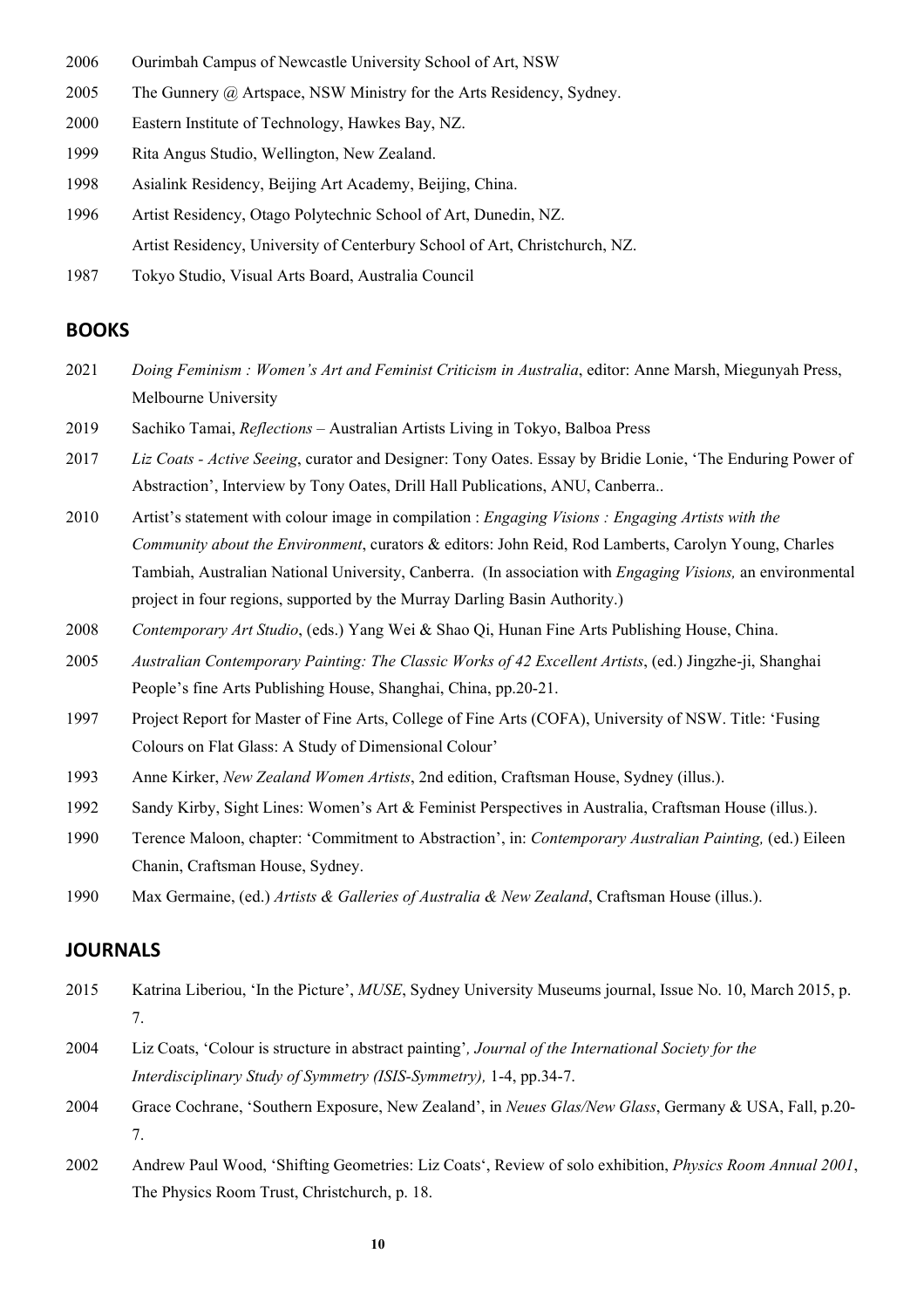2006 Ourimbah Campus of Newcastle University School of Art, NSW

2005 The Gunnery @ Artspace, NSW Ministry for the Arts Residency, Sydney.

2000 Eastern Institute of Technology, Hawkes Bay, NZ.

1999 Rita Angus Studio, Wellington, New Zealand.

1998 Asialink Residency, Beijing Art Academy, Beijing, China.

1996 Artist Residency, Otago Polytechnic School of Art, Dunedin, NZ.
Artist Residency, University of Centerbury School of Art, Christchurch, NZ.

1987 Tokyo Studio, Visual Arts Board, Australia Council

## BOOKS

2021 *Doing Feminism : Women's Art and Feminist Criticism in Australia*, editor: Anne Marsh, Miegunyah Press, Melbourne University

2019 Sachiko Tamai, *Reflections* – Australian Artists Living in Tokyo, Balboa Press

2017 *Liz Coats - Active Seeing*, curator and Designer: Tony Oates. Essay by Bridie Lonie, 'The Enduring Power of Abstraction', Interview by Tony Oates, Drill Hall Publications, ANU, Canberra..

2010 Artist's statement with colour image in compilation : *Engaging Visions : Engaging Artists with the Community about the Environment*, curators & editors: John Reid, Rod Lamberts, Carolyn Young, Charles Tambiah, Australian National University, Canberra. (In association with *Engaging Visions,* an environmental project in four regions, supported by the Murray Darling Basin Authority.)

2008 *Contemporary Art Studio*, (eds.) Yang Wei & Shao Qi, Hunan Fine Arts Publishing House, China.

2005 *Australian Contemporary Painting: The Classic Works of 42 Excellent Artists*, (ed.) Jingzhe-ji, Shanghai People's fine Arts Publishing House, Shanghai, China, pp.20-21.

1997 Project Report for Master of Fine Arts, College of Fine Arts (COFA), University of NSW. Title: 'Fusing Colours on Flat Glass: A Study of Dimensional Colour'

1993 Anne Kirker, *New Zealand Women Artists*, 2nd edition, Craftsman House, Sydney (illus.).

1992 Sandy Kirby, Sight Lines: Women's Art & Feminist Perspectives in Australia, Craftsman House (illus.).

1990 Terence Maloon, chapter: 'Commitment to Abstraction', in: *Contemporary Australian Painting,* (ed.) Eileen Chanin, Craftsman House, Sydney.

1990 Max Germaine, (ed.) *Artists & Galleries of Australia & New Zealand*, Craftsman House (illus.).

## JOURNALS

2015 Katrina Liberiou, 'In the Picture', *MUSE*, Sydney University Museums journal, Issue No. 10, March 2015, p. 7.

2004 Liz Coats, 'Colour is structure in abstract painting'*, Journal of the International Society for the Interdisciplinary Study of Symmetry (ISIS-Symmetry),* 1-4, pp.34-7.

2004 Grace Cochrane, 'Southern Exposure, New Zealand', in *Neues Glas/New Glass*, Germany & USA, Fall, p.20-7.

2002 Andrew Paul Wood, 'Shifting Geometries: Liz Coats', Review of solo exhibition, *Physics Room Annual 2001*, The Physics Room Trust, Christchurch, p. 18.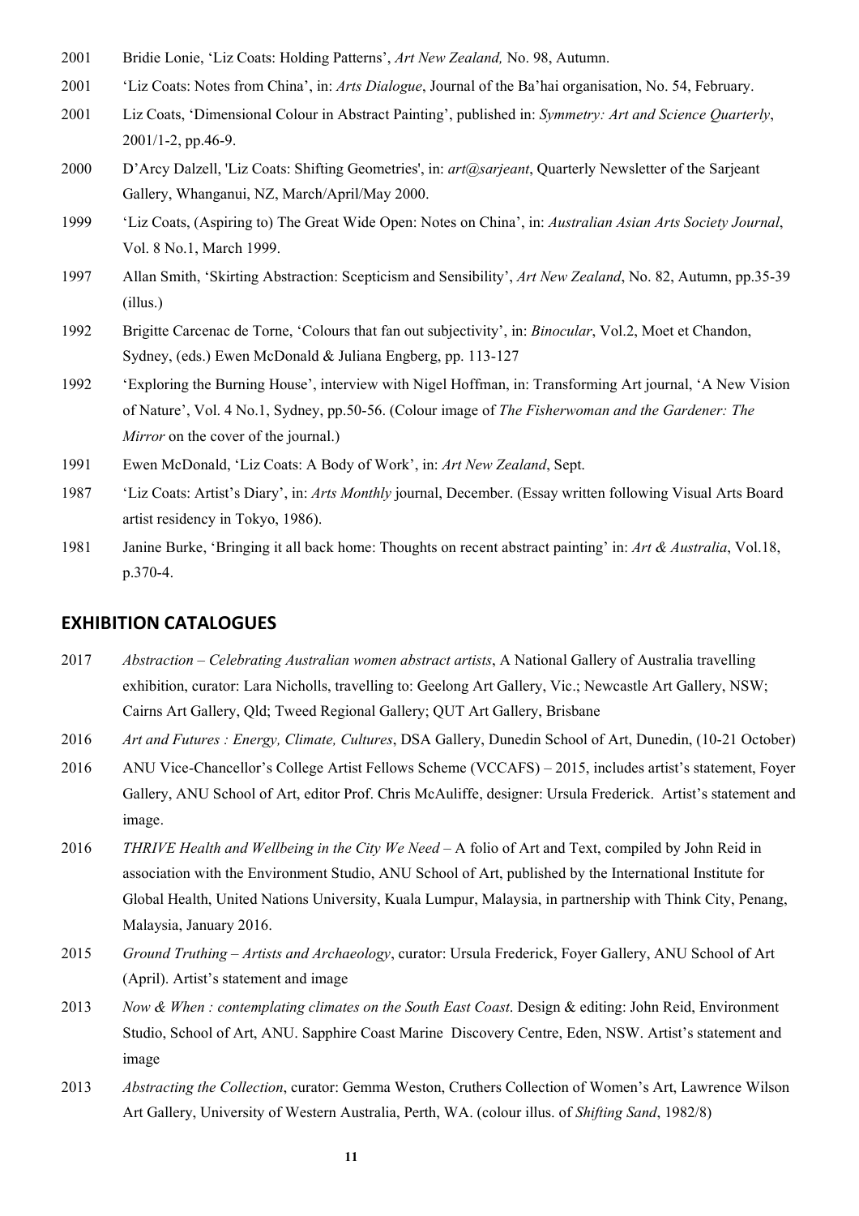2001 Bridie Lonie, 'Liz Coats: Holding Patterns', *Art New Zealand,* No. 98, Autumn.

2001 'Liz Coats: Notes from China', in: *Arts Dialogue*, Journal of the Ba'hai organisation, No. 54, February.

2001 Liz Coats, 'Dimensional Colour in Abstract Painting', published in: *Symmetry: Art and Science Quarterly*, 2001/1-2, pp.46-9.

2000 D'Arcy Dalzell, 'Liz Coats: Shifting Geometries', in: *art@sarjeant*, Quarterly Newsletter of the Sarjeant Gallery, Whanganui, NZ, March/April/May 2000.

1999 'Liz Coats, (Aspiring to) The Great Wide Open: Notes on China', in: *Australian Asian Arts Society Journal*, Vol. 8 No.1, March 1999.

1997 Allan Smith, 'Skirting Abstraction: Scepticism and Sensibility', *Art New Zealand*, No. 82, Autumn, pp.35-39 (illus.)

1992 Brigitte Carcenac de Torne, 'Colours that fan out subjectivity', in: *Binocular*, Vol.2, Moet et Chandon, Sydney, (eds.) Ewen McDonald & Juliana Engberg, pp. 113-127

1992 'Exploring the Burning House', interview with Nigel Hoffman, in: Transforming Art journal, 'A New Vision of Nature', Vol. 4 No.1, Sydney, pp.50-56. (Colour image of *The Fisherwoman and the Gardener: The Mirror* on the cover of the journal.)

1991 Ewen McDonald, 'Liz Coats: A Body of Work', in: *Art New Zealand*, Sept.

1987 'Liz Coats: Artist's Diary', in: *Arts Monthly* journal, December. (Essay written following Visual Arts Board artist residency in Tokyo, 1986).

1981 Janine Burke, 'Bringing it all back home: Thoughts on recent abstract painting' in: *Art & Australia*, Vol.18, p.370-4.

## EXHIBITION CATALOGUES

2017 *Abstraction – Celebrating Australian women abstract artists*, A National Gallery of Australia travelling exhibition, curator: Lara Nicholls, travelling to: Geelong Art Gallery, Vic.; Newcastle Art Gallery, NSW; Cairns Art Gallery, Qld; Tweed Regional Gallery; QUT Art Gallery, Brisbane

2016 *Art and Futures : Energy, Climate, Cultures*, DSA Gallery, Dunedin School of Art, Dunedin, (10-21 October)

2016 ANU Vice-Chancellor's College Artist Fellows Scheme (VCCAFS) – 2015, includes artist's statement, Foyer Gallery, ANU School of Art, editor Prof. Chris McAuliffe, designer: Ursula Frederick. Artist's statement and image.

2016 *THRIVE Health and Wellbeing in the City We Need* – A folio of Art and Text, compiled by John Reid in association with the Environment Studio, ANU School of Art, published by the International Institute for Global Health, United Nations University, Kuala Lumpur, Malaysia, in partnership with Think City, Penang, Malaysia, January 2016.

2015 *Ground Truthing – Artists and Archaeology*, curator: Ursula Frederick, Foyer Gallery, ANU School of Art (April). Artist's statement and image

2013 *Now & When : contemplating climates on the South East Coast*. Design & editing: John Reid, Environment Studio, School of Art, ANU. Sapphire Coast Marine Discovery Centre, Eden, NSW. Artist's statement and image

2013 *Abstracting the Collection*, curator: Gemma Weston, Cruthers Collection of Women's Art, Lawrence Wilson Art Gallery, University of Western Australia, Perth, WA. (colour illus. of *Shifting Sand*, 1982/8)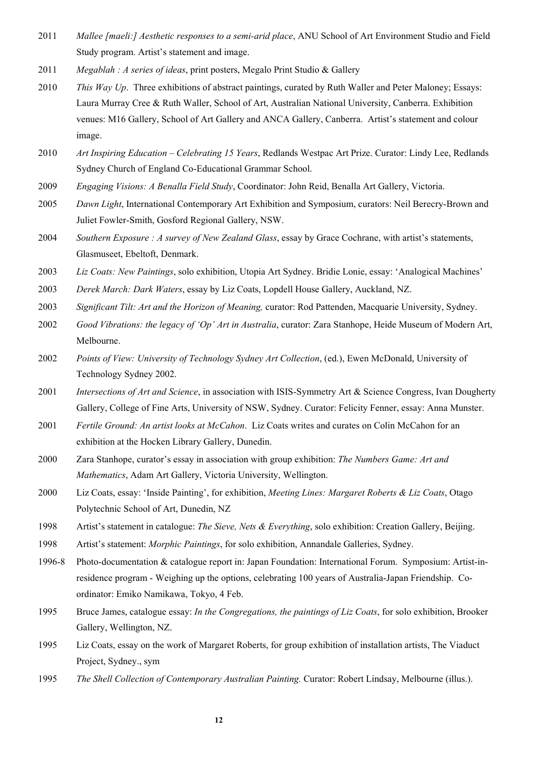2011 *Mallee [maeli:] Aesthetic responses to a semi-arid place*, ANU School of Art Environment Studio and Field Study program. Artist's statement and image.

2011 *Megablah : A series of ideas*, print posters, Megalo Print Studio & Gallery

2010 *This Way Up*. Three exhibitions of abstract paintings, curated by Ruth Waller and Peter Maloney; Essays: Laura Murray Cree & Ruth Waller, School of Art, Australian National University, Canberra. Exhibition venues: M16 Gallery, School of Art Gallery and ANCA Gallery, Canberra. Artist's statement and colour image.

2010 *Art Inspiring Education – Celebrating 15 Years*, Redlands Westpac Art Prize. Curator: Lindy Lee, Redlands Sydney Church of England Co-Educational Grammar School.

2009 *Engaging Visions: A Benalla Field Study*, Coordinator: John Reid, Benalla Art Gallery, Victoria.

2005 *Dawn Light*, International Contemporary Art Exhibition and Symposium, curators: Neil Berecry-Brown and Juliet Fowler-Smith, Gosford Regional Gallery, NSW.

2004 *Southern Exposure : A survey of New Zealand Glass*, essay by Grace Cochrane, with artist's statements, Glasmuseet, Ebeltoft, Denmark.

2003 *Liz Coats: New Paintings*, solo exhibition, Utopia Art Sydney. Bridie Lonie, essay: 'Analogical Machines'

2003 *Derek March: Dark Waters*, essay by Liz Coats, Lopdell House Gallery, Auckland, NZ.

2003 *Significant Tilt: Art and the Horizon of Meaning,* curator: Rod Pattenden, Macquarie University, Sydney.

2002 *Good Vibrations: the legacy of 'Op' Art in Australia*, curator: Zara Stanhope, Heide Museum of Modern Art, Melbourne.

2002 *Points of View: University of Technology Sydney Art Collection*, (ed.), Ewen McDonald, University of Technology Sydney 2002.

2001 *Intersections of Art and Science*, in association with ISIS-Symmetry Art & Science Congress, Ivan Dougherty Gallery, College of Fine Arts, University of NSW, Sydney. Curator: Felicity Fenner, essay: Anna Munster.

2001 *Fertile Ground: An artist looks at McCahon*. Liz Coats writes and curates on Colin McCahon for an exhibition at the Hocken Library Gallery, Dunedin.

2000 Zara Stanhope, curator's essay in association with group exhibition: *The Numbers Game: Art and Mathematics*, Adam Art Gallery, Victoria University, Wellington.

2000 Liz Coats, essay: 'Inside Painting', for exhibition, *Meeting Lines: Margaret Roberts & Liz Coats*, Otago Polytechnic School of Art, Dunedin, NZ

1998 Artist's statement in catalogue: *The Sieve, Nets & Everything*, solo exhibition: Creation Gallery, Beijing.

1998 Artist's statement: *Morphic Paintings*, for solo exhibition, Annandale Galleries, Sydney.

1996-8 Photo-documentation & catalogue report in: Japan Foundation: International Forum. Symposium: Artist-in-residence program - Weighing up the options, celebrating 100 years of Australia-Japan Friendship. Co-ordinator: Emiko Namikawa, Tokyo, 4 Feb.

1995 Bruce James, catalogue essay: *In the Congregations, the paintings of Liz Coats*, for solo exhibition, Brooker Gallery, Wellington, NZ.

1995 Liz Coats, essay on the work of Margaret Roberts, for group exhibition of installation artists, The Viaduct Project, Sydney., sym

1995 *The Shell Collection of Contemporary Australian Painting.* Curator: Robert Lindsay, Melbourne (illus.).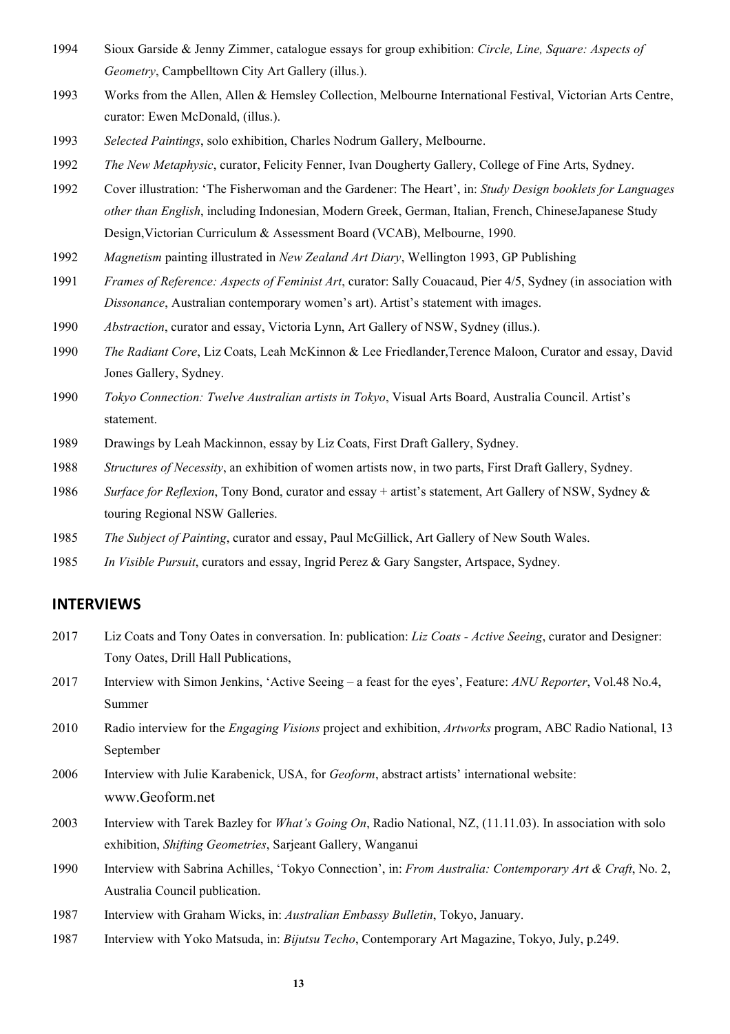1994 Sioux Garside & Jenny Zimmer, catalogue essays for group exhibition: *Circle, Line, Square: Aspects of Geometry*, Campbelltown City Art Gallery (illus.).

1993 Works from the Allen, Allen & Hemsley Collection, Melbourne International Festival, Victorian Arts Centre, curator: Ewen McDonald, (illus.).

1993 *Selected Paintings*, solo exhibition, Charles Nodrum Gallery, Melbourne.

1992 *The New Metaphysic*, curator, Felicity Fenner, Ivan Dougherty Gallery, College of Fine Arts, Sydney.

1992 Cover illustration: 'The Fisherwoman and the Gardener: The Heart', in: *Study Design booklets for Languages other than English*, including Indonesian, Modern Greek, German, Italian, French, ChineseJapanese Study Design,Victorian Curriculum & Assessment Board (VCAB), Melbourne, 1990.

1992 *Magnetism* painting illustrated in *New Zealand Art Diary*, Wellington 1993, GP Publishing

1991 *Frames of Reference: Aspects of Feminist Art*, curator: Sally Couacaud, Pier 4/5, Sydney (in association with *Dissonance*, Australian contemporary women's art). Artist's statement with images.

1990 *Abstraction*, curator and essay, Victoria Lynn, Art Gallery of NSW, Sydney (illus.).

1990 *The Radiant Core*, Liz Coats, Leah McKinnon & Lee Friedlander,Terence Maloon, Curator and essay, David Jones Gallery, Sydney.

1990 *Tokyo Connection: Twelve Australian artists in Tokyo*, Visual Arts Board, Australia Council. Artist's statement.

1989 Drawings by Leah Mackinnon, essay by Liz Coats, First Draft Gallery, Sydney.

1988 *Structures of Necessity*, an exhibition of women artists now, in two parts, First Draft Gallery, Sydney.

1986 *Surface for Reflexion*, Tony Bond, curator and essay + artist's statement, Art Gallery of NSW, Sydney & touring Regional NSW Galleries.

1985 *The Subject of Painting*, curator and essay, Paul McGillick, Art Gallery of New South Wales.

1985 *In Visible Pursuit*, curators and essay, Ingrid Perez & Gary Sangster, Artspace, Sydney.

## INTERVIEWS

2017 Liz Coats and Tony Oates in conversation. In: publication: *Liz Coats - Active Seeing*, curator and Designer: Tony Oates, Drill Hall Publications,

2017 Interview with Simon Jenkins, 'Active Seeing – a feast for the eyes', Feature: *ANU Reporter*, Vol.48 No.4, Summer

2010 Radio interview for the *Engaging Visions* project and exhibition, *Artworks* program, ABC Radio National, 13 September

2006 Interview with Julie Karabenick, USA, for *Geoform*, abstract artists' international website: www.Geoform.net

2003 Interview with Tarek Bazley for *What's Going On*, Radio National, NZ, (11.11.03). In association with solo exhibition, *Shifting Geometries*, Sarjeant Gallery, Wanganui

1990 Interview with Sabrina Achilles, 'Tokyo Connection', in: *From Australia: Contemporary Art & Craft*, No. 2, Australia Council publication.

1987 Interview with Graham Wicks, in: *Australian Embassy Bulletin*, Tokyo, January.

1987 Interview with Yoko Matsuda, in: *Bijutsu Techo*, Contemporary Art Magazine, Tokyo, July, p.249.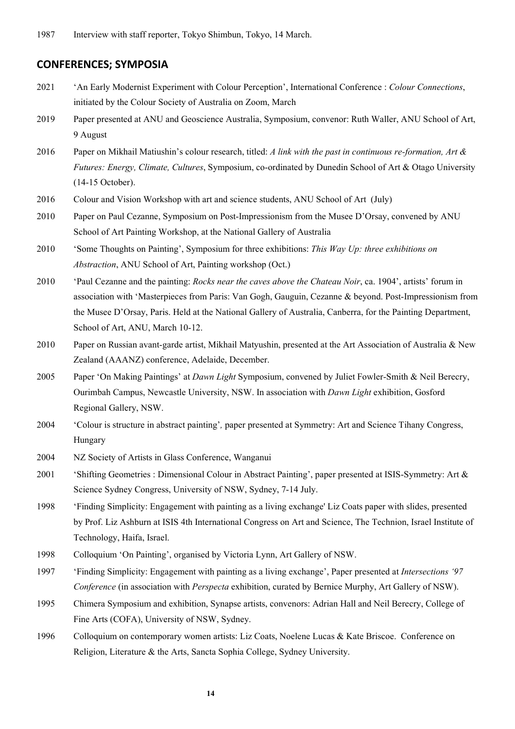1987 Interview with staff reporter, Tokyo Shimbun, Tokyo, 14 March.

## CONFERENCES; SYMPOSIA

2021 'An Early Modernist Experiment with Colour Perception', International Conference : *Colour Connections*, initiated by the Colour Society of Australia on Zoom, March

2019 Paper presented at ANU and Geoscience Australia, Symposium, convenor: Ruth Waller, ANU School of Art, 9 August

2016 Paper on Mikhail Matiushin's colour research, titled: *A link with the past in continuous re-formation, Art & Futures: Energy, Climate, Cultures*, Symposium, co-ordinated by Dunedin School of Art & Otago University (14-15 October).

2016 Colour and Vision Workshop with art and science students, ANU School of Art (July)

2010 Paper on Paul Cezanne, Symposium on Post-Impressionism from the Musee D'Orsay, convened by ANU School of Art Painting Workshop, at the National Gallery of Australia

2010 'Some Thoughts on Painting', Symposium for three exhibitions: *This Way Up: three exhibitions on Abstraction*, ANU School of Art, Painting workshop (Oct.)

2010 'Paul Cezanne and the painting: *Rocks near the caves above the Chateau Noir*, ca. 1904', artists' forum in association with 'Masterpieces from Paris: Van Gogh, Gauguin, Cezanne & beyond. Post-Impressionism from the Musee D'Orsay, Paris. Held at the National Gallery of Australia, Canberra, for the Painting Department, School of Art, ANU, March 10-12.

2010 Paper on Russian avant-garde artist, Mikhail Matyushin, presented at the Art Association of Australia & New Zealand (AAANZ) conference, Adelaide, December.

2005 Paper 'On Making Paintings' at *Dawn Light* Symposium, convened by Juliet Fowler-Smith & Neil Berecry, Ourimbah Campus, Newcastle University, NSW. In association with *Dawn Light* exhibition, Gosford Regional Gallery, NSW.

2004 'Colour is structure in abstract painting'*,* paper presented at Symmetry: Art and Science Tihany Congress, Hungary

2004 NZ Society of Artists in Glass Conference, Wanganui

2001 'Shifting Geometries : Dimensional Colour in Abstract Painting', paper presented at ISIS-Symmetry: Art & Science Sydney Congress, University of NSW, Sydney, 7-14 July.

1998 'Finding Simplicity: Engagement with painting as a living exchange' Liz Coats paper with slides, presented by Prof. Liz Ashburn at ISIS 4th International Congress on Art and Science, The Technion, Israel Institute of Technology, Haifa, Israel.

1998 Colloquium 'On Painting', organised by Victoria Lynn, Art Gallery of NSW.

1997 'Finding Simplicity: Engagement with painting as a living exchange', Paper presented at *Intersections '97 Conference* (in association with *Perspecta* exhibition, curated by Bernice Murphy, Art Gallery of NSW).

1995 Chimera Symposium and exhibition, Synapse artists, convenors: Adrian Hall and Neil Berecry, College of Fine Arts (COFA), University of NSW, Sydney.

1996 Colloquium on contemporary women artists: Liz Coats, Noelene Lucas & Kate Briscoe. Conference on Religion, Literature & the Arts, Sancta Sophia College, Sydney University.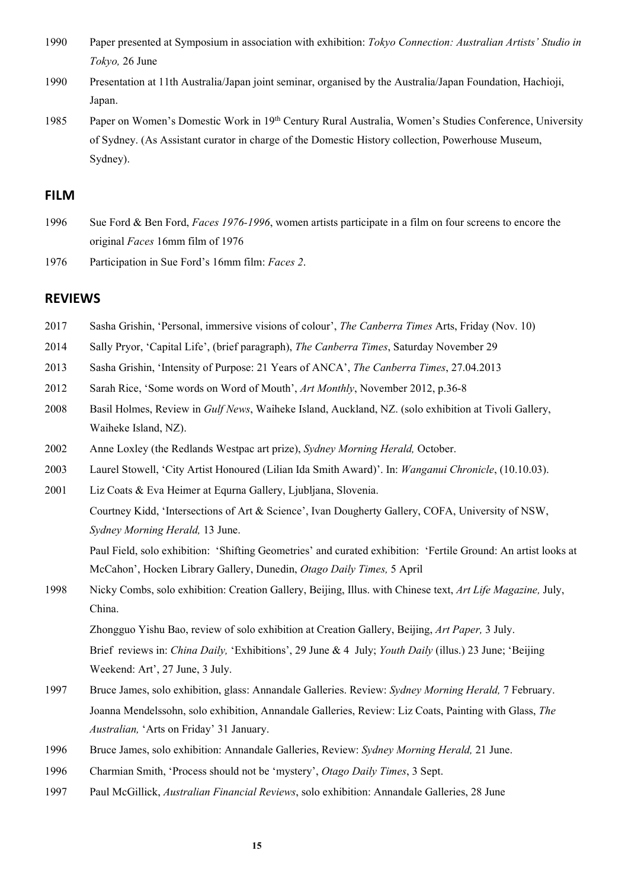1990 Paper presented at Symposium in association with exhibition: *Tokyo Connection: Australian Artists' Studio in Tokyo,* 26 June

1990 Presentation at 11th Australia/Japan joint seminar, organised by the Australia/Japan Foundation, Hachioji, Japan.

1985 Paper on Women's Domestic Work in 19th Century Rural Australia, Women's Studies Conference, University of Sydney. (As Assistant curator in charge of the Domestic History collection, Powerhouse Museum, Sydney).

## FILM

1996 Sue Ford & Ben Ford, *Faces 1976-1996*, women artists participate in a film on four screens to encore the original *Faces* 16mm film of 1976

1976 Participation in Sue Ford's 16mm film: *Faces 2*.

## REVIEWS

2017 Sasha Grishin, 'Personal, immersive visions of colour', *The Canberra Times* Arts, Friday (Nov. 10)

2014 Sally Pryor, 'Capital Life', (brief paragraph), *The Canberra Times*, Saturday November 29

2013 Sasha Grishin, 'Intensity of Purpose: 21 Years of ANCA', *The Canberra Times*, 27.04.2013

2012 Sarah Rice, 'Some words on Word of Mouth', *Art Monthly*, November 2012, p.36-8

2008 Basil Holmes, Review in *Gulf News*, Waiheke Island, Auckland, NZ. (solo exhibition at Tivoli Gallery, Waiheke Island, NZ).

2002 Anne Loxley (the Redlands Westpac art prize), *Sydney Morning Herald,* October.

2003 Laurel Stowell, 'City Artist Honoured (Lilian Ida Smith Award)'. In: *Wanganui Chronicle*, (10.10.03).

2001 Liz Coats & Eva Heimer at Equrna Gallery, Ljubljana, Slovenia.

Courtney Kidd, 'Intersections of Art & Science', Ivan Dougherty Gallery, COFA, University of NSW, *Sydney Morning Herald,* 13 June.

Paul Field, solo exhibition: 'Shifting Geometries' and curated exhibition: 'Fertile Ground: An artist looks at McCahon', Hocken Library Gallery, Dunedin, *Otago Daily Times,* 5 April

1998 Nicky Combs, solo exhibition: Creation Gallery, Beijing, Illus. with Chinese text, *Art Life Magazine,* July, China.

Zhongguo Yishu Bao, review of solo exhibition at Creation Gallery, Beijing, *Art Paper,* 3 July.

Brief reviews in: *China Daily,* 'Exhibitions', 29 June & 4 July; *Youth Daily* (illus.) 23 June; 'Beijing Weekend: Art', 27 June, 3 July.

1997 Bruce James, solo exhibition, glass: Annandale Galleries. Review: *Sydney Morning Herald,* 7 February.

Joanna Mendelssohn, solo exhibition, Annandale Galleries, Review: Liz Coats, Painting with Glass, *The Australian,* 'Arts on Friday' 31 January.

1996 Bruce James, solo exhibition: Annandale Galleries, Review: *Sydney Morning Herald,* 21 June.

1996 Charmian Smith, 'Process should not be 'mystery', *Otago Daily Times*, 3 Sept.

1997 Paul McGillick, *Australian Financial Reviews*, solo exhibition: Annandale Galleries, 28 June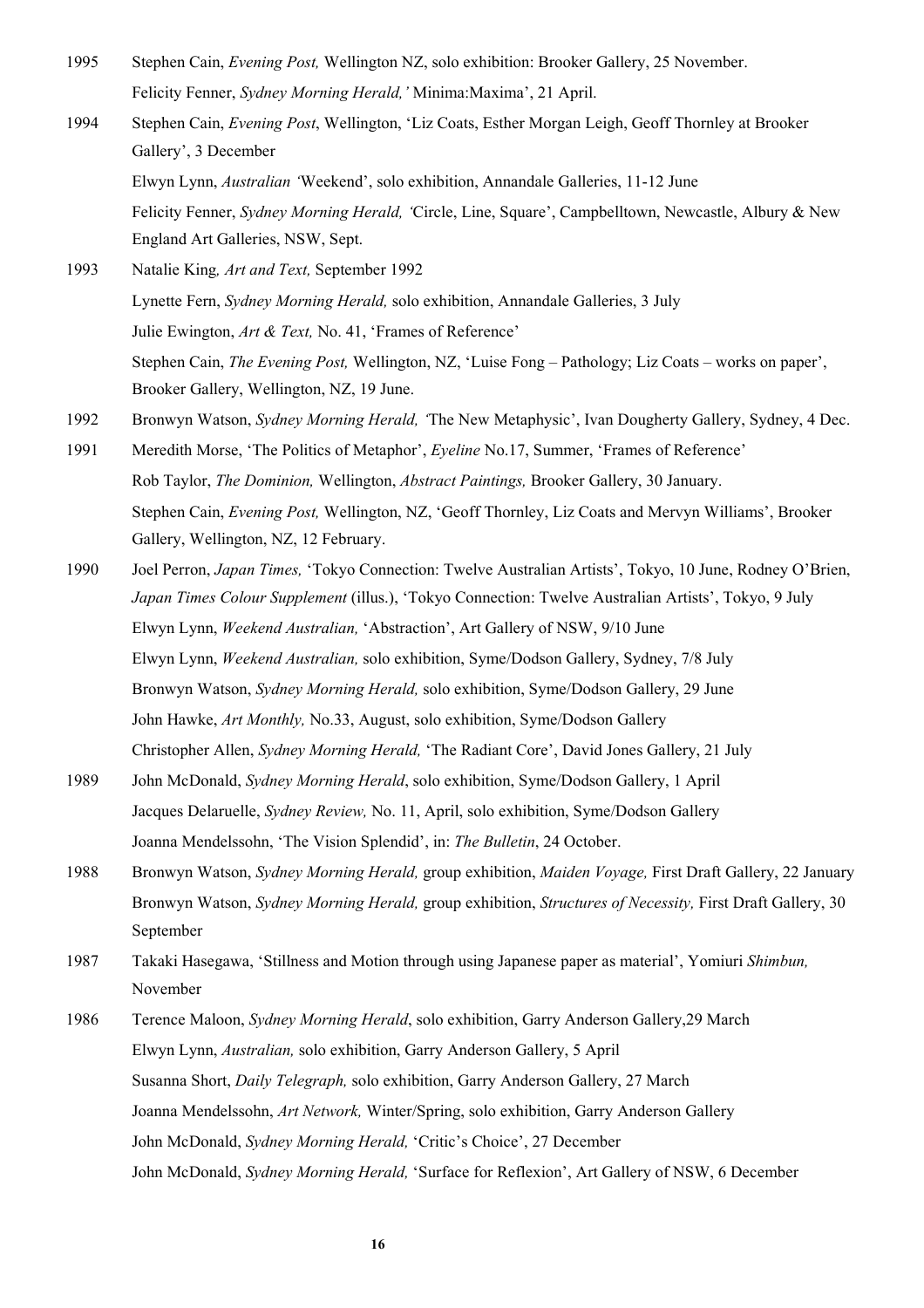1995 Stephen Cain, *Evening Post,* Wellington NZ, solo exhibition: Brooker Gallery, 25 November.
Felicity Fenner, *Sydney Morning Herald,'* Minima:Maxima', 21 April.

1994 Stephen Cain, *Evening Post*, Wellington, 'Liz Coats, Esther Morgan Leigh, Geoff Thornley at Brooker Gallery', 3 December
Elwyn Lynn, *Australian '*Weekend', solo exhibition, Annandale Galleries, 11-12 June
Felicity Fenner, *Sydney Morning Herald, '*Circle, Line, Square', Campbelltown, Newcastle, Albury & New England Art Galleries, NSW, Sept.

1993 Natalie King*, Art and Text,* September 1992
Lynette Fern, *Sydney Morning Herald,* solo exhibition, Annandale Galleries, 3 July
Julie Ewington, *Art & Text,* No. 41, 'Frames of Reference'
Stephen Cain, *The Evening Post,* Wellington, NZ, 'Luise Fong – Pathology; Liz Coats – works on paper', Brooker Gallery, Wellington, NZ, 19 June.

1992 Bronwyn Watson, *Sydney Morning Herald, '*The New Metaphysic', Ivan Dougherty Gallery, Sydney, 4 Dec.

1991 Meredith Morse, 'The Politics of Metaphor', *Eyeline* No.17, Summer, 'Frames of Reference'
Rob Taylor, *The Dominion,* Wellington, *Abstract Paintings,* Brooker Gallery, 30 January.
Stephen Cain, *Evening Post,* Wellington, NZ, 'Geoff Thornley, Liz Coats and Mervyn Williams', Brooker Gallery, Wellington, NZ, 12 February.

1990 Joel Perron, *Japan Times,* 'Tokyo Connection: Twelve Australian Artists', Tokyo, 10 June, Rodney O'Brien, *Japan Times Colour Supplement* (illus.), 'Tokyo Connection: Twelve Australian Artists', Tokyo, 9 July
Elwyn Lynn, *Weekend Australian,* 'Abstraction', Art Gallery of NSW, 9/10 June
Elwyn Lynn, *Weekend Australian,* solo exhibition, Syme/Dodson Gallery, Sydney, 7/8 July
Bronwyn Watson, *Sydney Morning Herald,* solo exhibition, Syme/Dodson Gallery, 29 June
John Hawke, *Art Monthly,* No.33, August, solo exhibition, Syme/Dodson Gallery
Christopher Allen, *Sydney Morning Herald,* 'The Radiant Core', David Jones Gallery, 21 July

1989 John McDonald, *Sydney Morning Herald*, solo exhibition, Syme/Dodson Gallery, 1 April
Jacques Delaruelle, *Sydney Review,* No. 11, April, solo exhibition, Syme/Dodson Gallery
Joanna Mendelssohn, 'The Vision Splendid', in: *The Bulletin*, 24 October.

1988 Bronwyn Watson, *Sydney Morning Herald,* group exhibition, *Maiden Voyage,* First Draft Gallery, 22 January
Bronwyn Watson, *Sydney Morning Herald,* group exhibition, *Structures of Necessity,* First Draft Gallery, 30 September

1987 Takaki Hasegawa, 'Stillness and Motion through using Japanese paper as material', Yomiuri *Shimbun,* November

1986 Terence Maloon, *Sydney Morning Herald*, solo exhibition, Garry Anderson Gallery,29 March
Elwyn Lynn, *Australian,* solo exhibition, Garry Anderson Gallery, 5 April
Susanna Short, *Daily Telegraph,* solo exhibition, Garry Anderson Gallery, 27 March
Joanna Mendelssohn, *Art Network,* Winter/Spring, solo exhibition, Garry Anderson Gallery
John McDonald, *Sydney Morning Herald,* 'Critic's Choice', 27 December
John McDonald, *Sydney Morning Herald,* 'Surface for Reflexion', Art Gallery of NSW, 6 December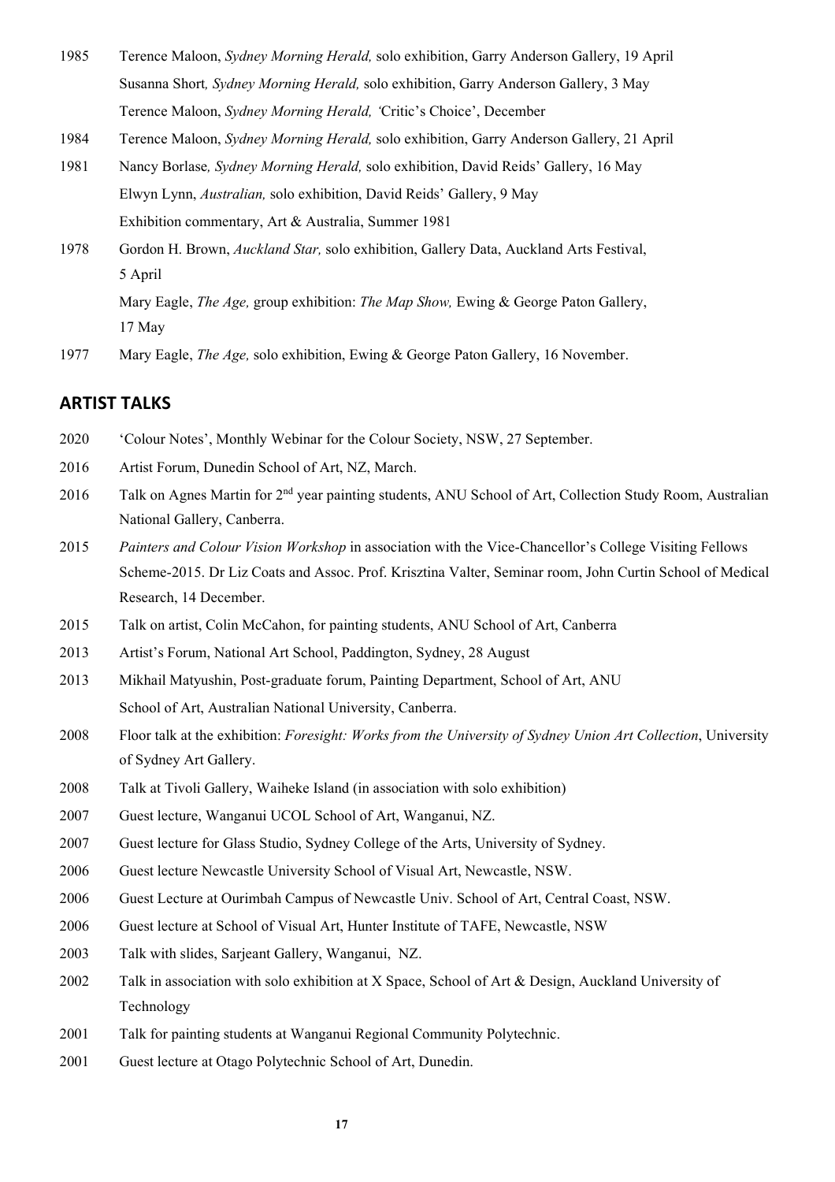1985 Terence Maloon, *Sydney Morning Herald,* solo exhibition, Garry Anderson Gallery, 19 April
Susanna Short*, Sydney Morning Herald,* solo exhibition, Garry Anderson Gallery, 3 May
Terence Maloon, *Sydney Morning Herald, '*Critic's Choice', December

1984 Terence Maloon, *Sydney Morning Herald,* solo exhibition, Garry Anderson Gallery, 21 April

1981 Nancy Borlase*, Sydney Morning Herald,* solo exhibition, David Reids' Gallery, 16 May
Elwyn Lynn, *Australian,* solo exhibition, David Reids' Gallery, 9 May
Exhibition commentary, Art & Australia, Summer 1981

1978 Gordon H. Brown, *Auckland Star,* solo exhibition, Gallery Data, Auckland Arts Festival, 5 April
Mary Eagle, *The Age,* group exhibition: *The Map Show,* Ewing & George Paton Gallery, 17 May

1977 Mary Eagle, *The Age,* solo exhibition, Ewing & George Paton Gallery, 16 November.

## ARTIST TALKS

2020 'Colour Notes', Monthly Webinar for the Colour Society, NSW, 27 September.

2016 Artist Forum, Dunedin School of Art, NZ, March.

2016 Talk on Agnes Martin for 2nd year painting students, ANU School of Art, Collection Study Room, Australian National Gallery, Canberra.

2015 *Painters and Colour Vision Workshop* in association with the Vice-Chancellor's College Visiting Fellows Scheme-2015. Dr Liz Coats and Assoc. Prof. Krisztina Valter, Seminar room, John Curtin School of Medical Research, 14 December.

2015 Talk on artist, Colin McCahon, for painting students, ANU School of Art, Canberra

2013 Artist's Forum, National Art School, Paddington, Sydney, 28 August

2013 Mikhail Matyushin, Post-graduate forum, Painting Department, School of Art, ANU School of Art, Australian National University, Canberra.

2008 Floor talk at the exhibition: *Foresight: Works from the University of Sydney Union Art Collection*, University of Sydney Art Gallery.

2008 Talk at Tivoli Gallery, Waiheke Island (in association with solo exhibition)

2007 Guest lecture, Wanganui UCOL School of Art, Wanganui, NZ.

2007 Guest lecture for Glass Studio, Sydney College of the Arts, University of Sydney.

2006 Guest lecture Newcastle University School of Visual Art, Newcastle, NSW.

2006 Guest Lecture at Ourimbah Campus of Newcastle Univ. School of Art, Central Coast, NSW.

2006 Guest lecture at School of Visual Art, Hunter Institute of TAFE, Newcastle, NSW

2003 Talk with slides, Sarjeant Gallery, Wanganui, NZ.

2002 Talk in association with solo exhibition at X Space, School of Art & Design, Auckland University of Technology

2001 Talk for painting students at Wanganui Regional Community Polytechnic.

2001 Guest lecture at Otago Polytechnic School of Art, Dunedin.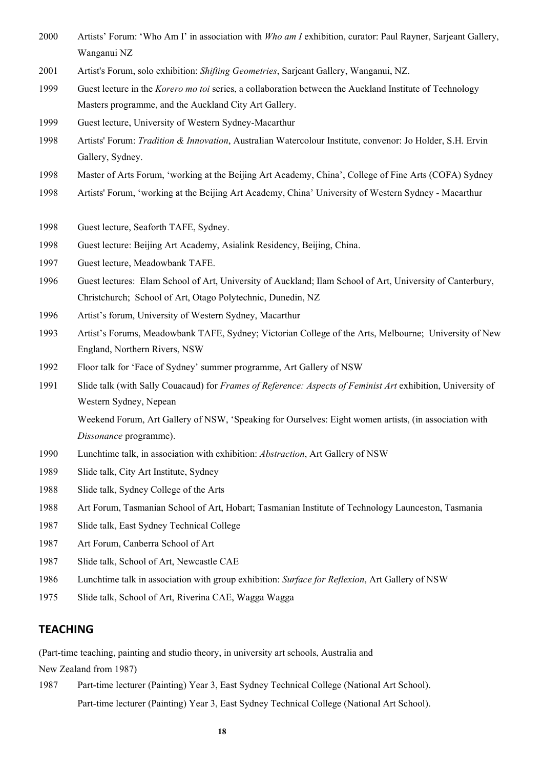2000 Artists' Forum: 'Who Am I' in association with *Who am I* exhibition, curator: Paul Rayner, Sarjeant Gallery, Wanganui NZ

2001 Artist's Forum, solo exhibition: *Shifting Geometries*, Sarjeant Gallery, Wanganui, NZ.

1999 Guest lecture in the *Korero mo toi* series, a collaboration between the Auckland Institute of Technology Masters programme, and the Auckland City Art Gallery.

1999 Guest lecture, University of Western Sydney-Macarthur

1998 Artists' Forum: *Tradition & Innovation*, Australian Watercolour Institute, convenor: Jo Holder, S.H. Ervin Gallery, Sydney.

1998 Master of Arts Forum, 'working at the Beijing Art Academy, China', College of Fine Arts (COFA) Sydney

1998 Artists' Forum, 'working at the Beijing Art Academy, China' University of Western Sydney - Macarthur

1998 Guest lecture, Seaforth TAFE, Sydney.

1998 Guest lecture: Beijing Art Academy, Asialink Residency, Beijing, China.

1997 Guest lecture, Meadowbank TAFE.

1996 Guest lectures: Elam School of Art, University of Auckland; Ilam School of Art, University of Canterbury, Christchurch; School of Art, Otago Polytechnic, Dunedin, NZ

1996 Artist's forum, University of Western Sydney, Macarthur

1993 Artist's Forums, Meadowbank TAFE, Sydney; Victorian College of the Arts, Melbourne; University of New England, Northern Rivers, NSW

1992 Floor talk for 'Face of Sydney' summer programme, Art Gallery of NSW

1991 Slide talk (with Sally Couacaud) for *Frames of Reference: Aspects of Feminist Art* exhibition, University of Western Sydney, Nepean

Weekend Forum, Art Gallery of NSW, 'Speaking for Ourselves: Eight women artists, (in association with *Dissonance* programme).

1990 Lunchtime talk, in association with exhibition: *Abstraction*, Art Gallery of NSW

1989 Slide talk, City Art Institute, Sydney

1988 Slide talk, Sydney College of the Arts

1988 Art Forum, Tasmanian School of Art, Hobart; Tasmanian Institute of Technology Launceston, Tasmania

1987 Slide talk, East Sydney Technical College

1987 Art Forum, Canberra School of Art

1987 Slide talk, School of Art, Newcastle CAE

1986 Lunchtime talk in association with group exhibition: *Surface for Reflexion*, Art Gallery of NSW

1975 Slide talk, School of Art, Riverina CAE, Wagga Wagga

## TEACHING

(Part-time teaching, painting and studio theory, in university art schools, Australia and New Zealand from 1987)

1987 Part-time lecturer (Painting) Year 3, East Sydney Technical College (National Art School).

Part-time lecturer (Painting) Year 3, East Sydney Technical College (National Art School).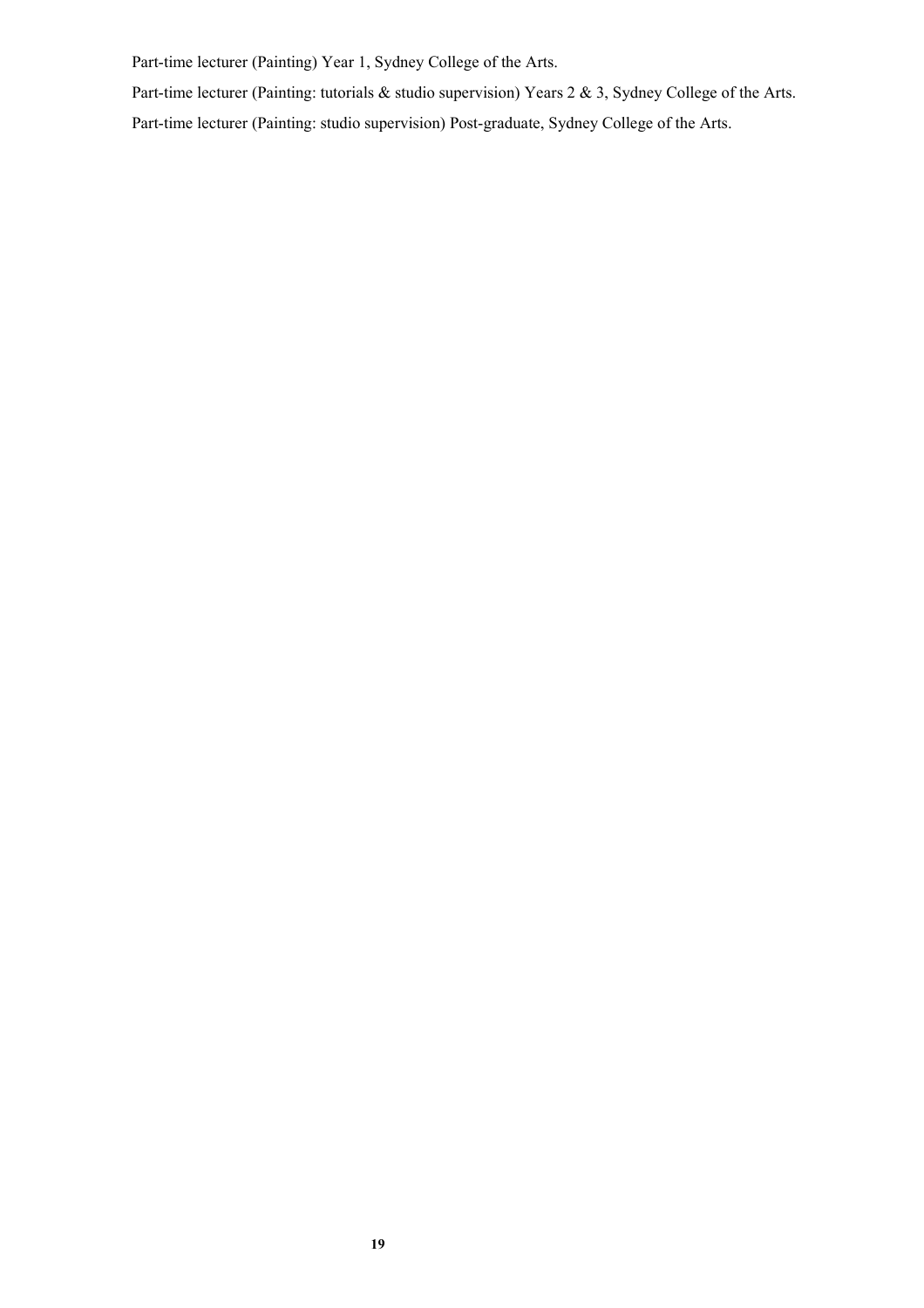Part-time lecturer (Painting) Year 1, Sydney College of the Arts.

Part-time lecturer (Painting: tutorials & studio supervision) Years 2 & 3, Sydney College of the Arts.

Part-time lecturer (Painting: studio supervision) Post-graduate, Sydney College of the Arts.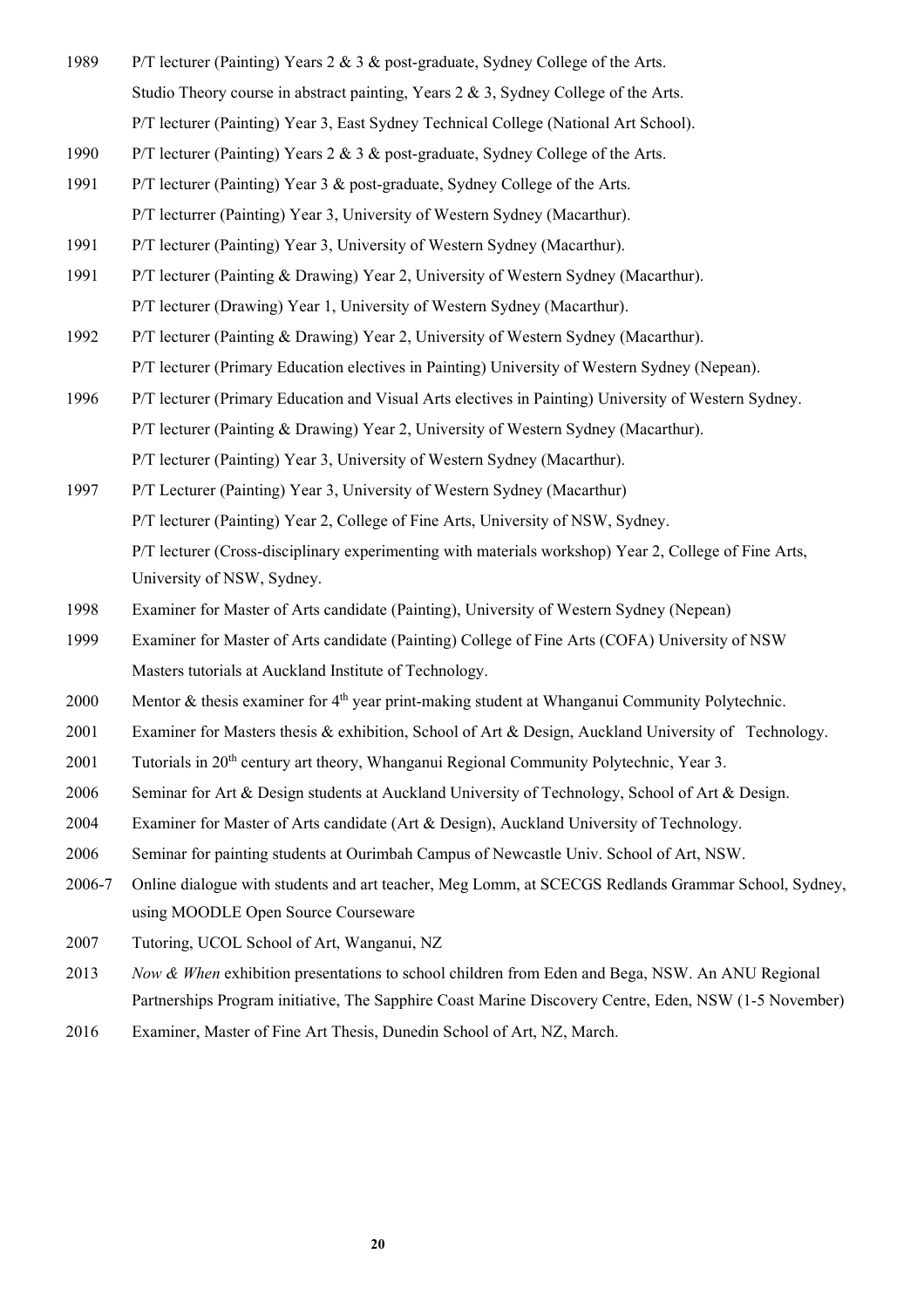1989 P/T lecturer (Painting) Years 2 & 3 & post-graduate, Sydney College of the Arts.
Studio Theory course in abstract painting, Years 2 & 3, Sydney College of the Arts.
P/T lecturer (Painting) Year 3, East Sydney Technical College (National Art School).

1990 P/T lecturer (Painting) Years 2 & 3 & post-graduate, Sydney College of the Arts.

1991 P/T lecturer (Painting) Year 3 & post-graduate, Sydney College of the Arts.
P/T lecturrer (Painting) Year 3, University of Western Sydney (Macarthur).

1991 P/T lecturer (Painting) Year 3, University of Western Sydney (Macarthur).

1991 P/T lecturer (Painting & Drawing) Year 2, University of Western Sydney (Macarthur).
P/T lecturer (Drawing) Year 1, University of Western Sydney (Macarthur).

1992 P/T lecturer (Painting & Drawing) Year 2, University of Western Sydney (Macarthur).
P/T lecturer (Primary Education electives in Painting) University of Western Sydney (Nepean).

1996 P/T lecturer (Primary Education and Visual Arts electives in Painting) University of Western Sydney.
P/T lecturer (Painting & Drawing) Year 2, University of Western Sydney (Macarthur).
P/T lecturer (Painting) Year 3, University of Western Sydney (Macarthur).

1997 P/T Lecturer (Painting) Year 3, University of Western Sydney (Macarthur)
P/T lecturer (Painting) Year 2, College of Fine Arts, University of NSW, Sydney.
P/T lecturer (Cross-disciplinary experimenting with materials workshop) Year 2, College of Fine Arts, University of NSW, Sydney.

1998 Examiner for Master of Arts candidate (Painting), University of Western Sydney (Nepean)

1999 Examiner for Master of Arts candidate (Painting) College of Fine Arts (COFA) University of NSW
Masters tutorials at Auckland Institute of Technology.

2000 Mentor & thesis examiner for 4th year print-making student at Whanganui Community Polytechnic.

2001 Examiner for Masters thesis & exhibition, School of Art & Design, Auckland University of Technology.

2001 Tutorials in 20th century art theory, Whanganui Regional Community Polytechnic, Year 3.

2006 Seminar for Art & Design students at Auckland University of Technology, School of Art & Design.

2004 Examiner for Master of Arts candidate (Art & Design), Auckland University of Technology.

2006 Seminar for painting students at Ourimbah Campus of Newcastle Univ. School of Art, NSW.

2006-7 Online dialogue with students and art teacher, Meg Lomm, at SCECGS Redlands Grammar School, Sydney, using MOODLE Open Source Courseware

2007 Tutoring, UCOL School of Art, Wanganui, NZ

2013 *Now & When* exhibition presentations to school children from Eden and Bega, NSW. An ANU Regional Partnerships Program initiative, The Sapphire Coast Marine Discovery Centre, Eden, NSW (1-5 November)

2016 Examiner, Master of Fine Art Thesis, Dunedin School of Art, NZ, March.